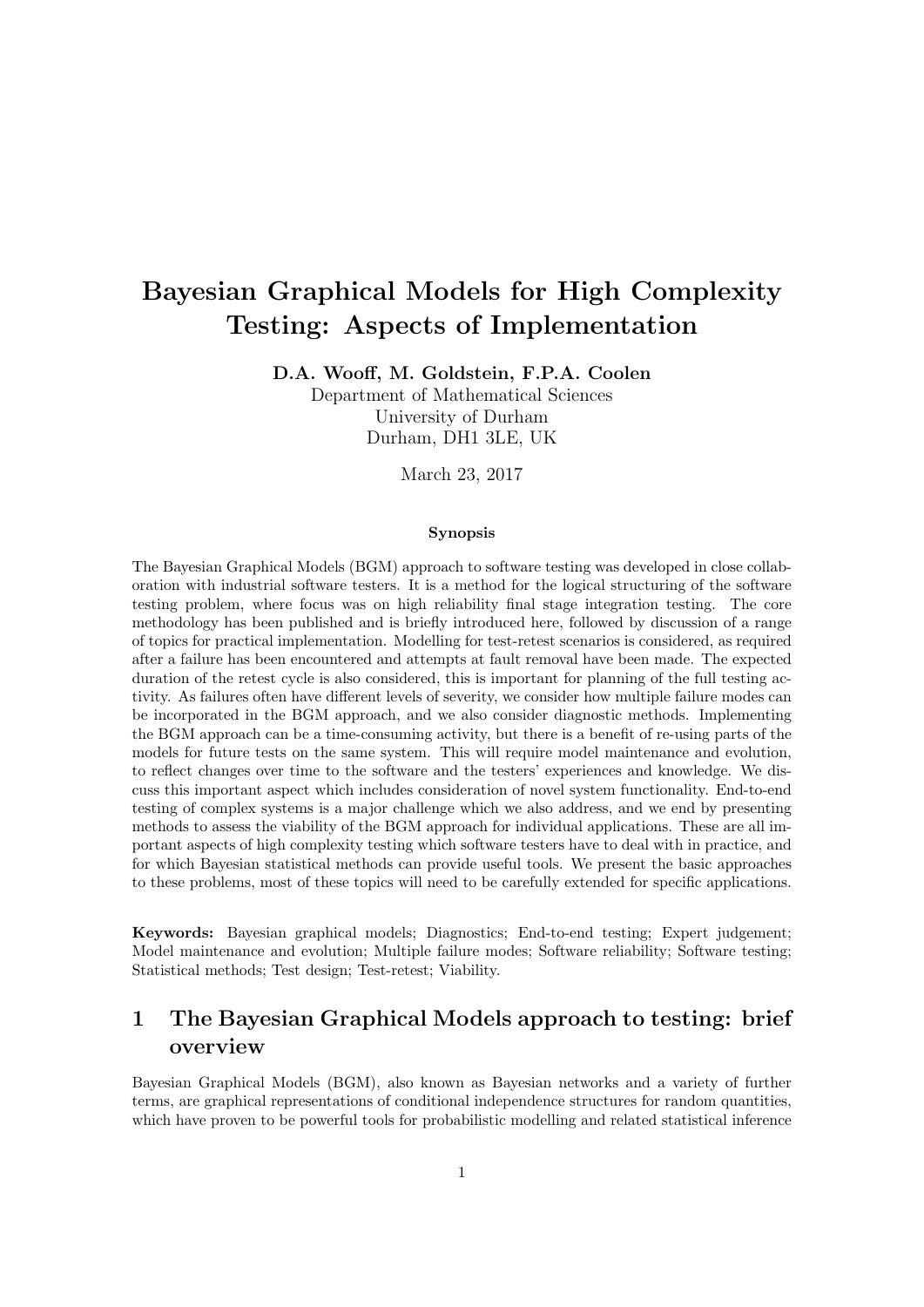# Bayesian Graphical Models for High Complexity Testing: Aspects of Implementation

**D.A. Wooff, M. Goldstein, F.P.A. Coolen**

Department of Mathematical Sciences
University of Durham
Durham, DH1 3LE, UK

March 23, 2017

### Synopsis

The Bayesian Graphical Models (BGM) approach to software testing was developed in close collaboration with industrial software testers. It is a method for the logical structuring of the software testing problem, where focus was on high reliability final stage integration testing. The core methodology has been published and is briefly introduced here, followed by discussion of a range of topics for practical implementation. Modelling for test-retest scenarios is considered, as required after a failure has been encountered and attempts at fault removal have been made. The expected duration of the retest cycle is also considered, this is important for planning of the full testing activity. As failures often have different levels of severity, we consider how multiple failure modes can be incorporated in the BGM approach, and we also consider diagnostic methods. Implementing the BGM approach can be a time-consuming activity, but there is a benefit of re-using parts of the models for future tests on the same system. This will require model maintenance and evolution, to reflect changes over time to the software and the testers' experiences and knowledge. We discuss this important aspect which includes consideration of novel system functionality. End-to-end testing of complex systems is a major challenge which we also address, and we end by presenting methods to assess the viability of the BGM approach for individual applications. These are all important aspects of high complexity testing which software testers have to deal with in practice, and for which Bayesian statistical methods can provide useful tools. We present the basic approaches to these problems, most of these topics will need to be carefully extended for specific applications.

**Keywords:** Bayesian graphical models; Diagnostics; End-to-end testing; Expert judgement; Model maintenance and evolution; Multiple failure modes; Software reliability; Software testing; Statistical methods; Test design; Test-retest; Viability.

## 1 The Bayesian Graphical Models approach to testing: brief overview

Bayesian Graphical Models (BGM), also known as Bayesian networks and a variety of further terms, are graphical representations of conditional independence structures for random quantities, which have proven to be powerful tools for probabilistic modelling and related statistical inference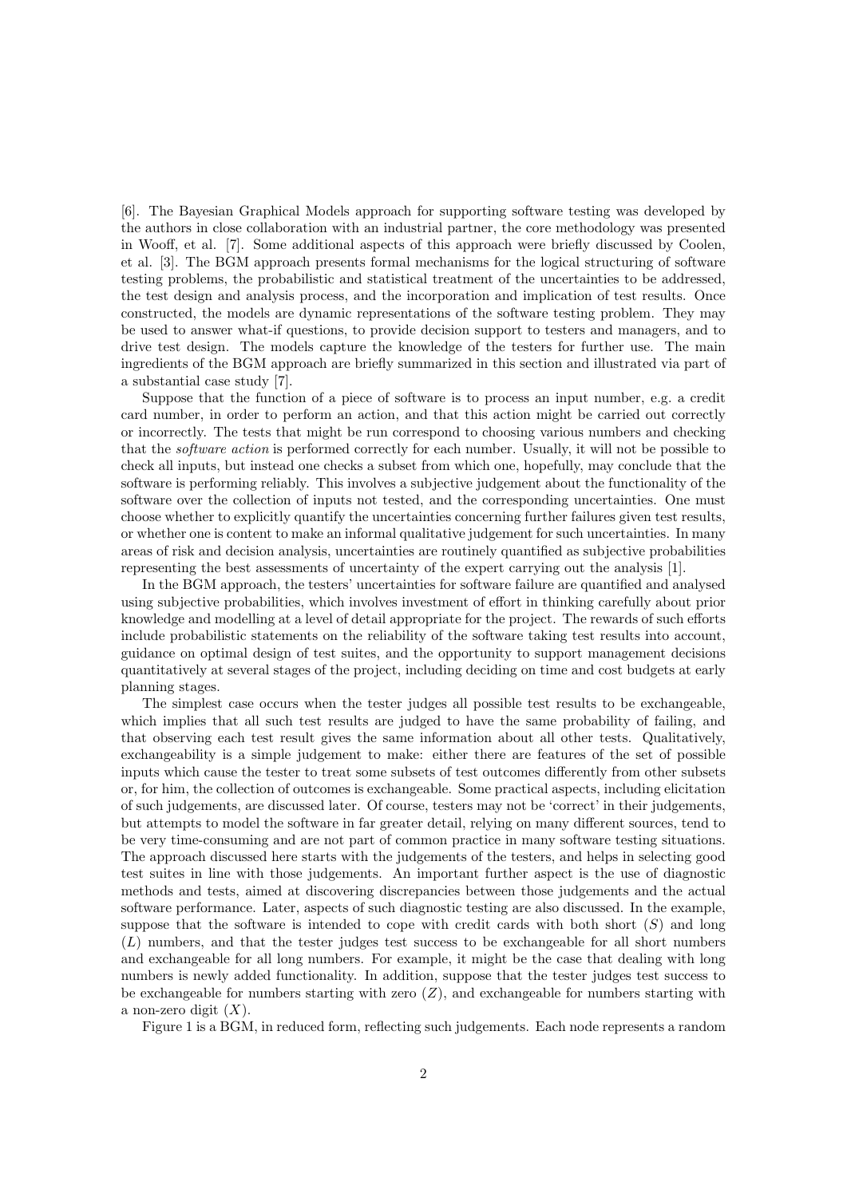[6]. The Bayesian Graphical Models approach for supporting software testing was developed by the authors in close collaboration with an industrial partner, the core methodology was presented in Wooff, et al. [7]. Some additional aspects of this approach were briefly discussed by Coolen, et al. [3]. The BGM approach presents formal mechanisms for the logical structuring of software testing problems, the probabilistic and statistical treatment of the uncertainties to be addressed, the test design and analysis process, and the incorporation and implication of test results. Once constructed, the models are dynamic representations of the software testing problem. They may be used to answer what-if questions, to provide decision support to testers and managers, and to drive test design. The models capture the knowledge of the testers for further use. The main ingredients of the BGM approach are briefly summarized in this section and illustrated via part of a substantial case study [7].

Suppose that the function of a piece of software is to process an input number, e.g. a credit card number, in order to perform an action, and that this action might be carried out correctly or incorrectly. The tests that might be run correspond to choosing various numbers and checking that the *software action* is performed correctly for each number. Usually, it will not be possible to check all inputs, but instead one checks a subset from which one, hopefully, may conclude that the software is performing reliably. This involves a subjective judgement about the functionality of the software over the collection of inputs not tested, and the corresponding uncertainties. One must choose whether to explicitly quantify the uncertainties concerning further failures given test results, or whether one is content to make an informal qualitative judgement for such uncertainties. In many areas of risk and decision analysis, uncertainties are routinely quantified as subjective probabilities representing the best assessments of uncertainty of the expert carrying out the analysis [1].

In the BGM approach, the testers' uncertainties for software failure are quantified and analysed using subjective probabilities, which involves investment of effort in thinking carefully about prior knowledge and modelling at a level of detail appropriate for the project. The rewards of such efforts include probabilistic statements on the reliability of the software taking test results into account, guidance on optimal design of test suites, and the opportunity to support management decisions quantitatively at several stages of the project, including deciding on time and cost budgets at early planning stages.

The simplest case occurs when the tester judges all possible test results to be exchangeable, which implies that all such test results are judged to have the same probability of failing, and that observing each test result gives the same information about all other tests. Qualitatively, exchangeability is a simple judgement to make: either there are features of the set of possible inputs which cause the tester to treat some subsets of test outcomes differently from other subsets or, for him, the collection of outcomes is exchangeable. Some practical aspects, including elicitation of such judgements, are discussed later. Of course, testers may not be 'correct' in their judgements, but attempts to model the software in far greater detail, relying on many different sources, tend to be very time-consuming and are not part of common practice in many software testing situations. The approach discussed here starts with the judgements of the testers, and helps in selecting good test suites in line with those judgements. An important further aspect is the use of diagnostic methods and tests, aimed at discovering discrepancies between those judgements and the actual software performance. Later, aspects of such diagnostic testing are also discussed. In the example, suppose that the software is intended to cope with credit cards with both short ($S$) and long ($L$) numbers, and that the tester judges test success to be exchangeable for all short numbers and exchangeable for all long numbers. For example, it might be the case that dealing with long numbers is newly added functionality. In addition, suppose that the tester judges test success to be exchangeable for numbers starting with zero ($Z$), and exchangeable for numbers starting with a non-zero digit ($X$).

Figure 1 is a BGM, in reduced form, reflecting such judgements. Each node represents a random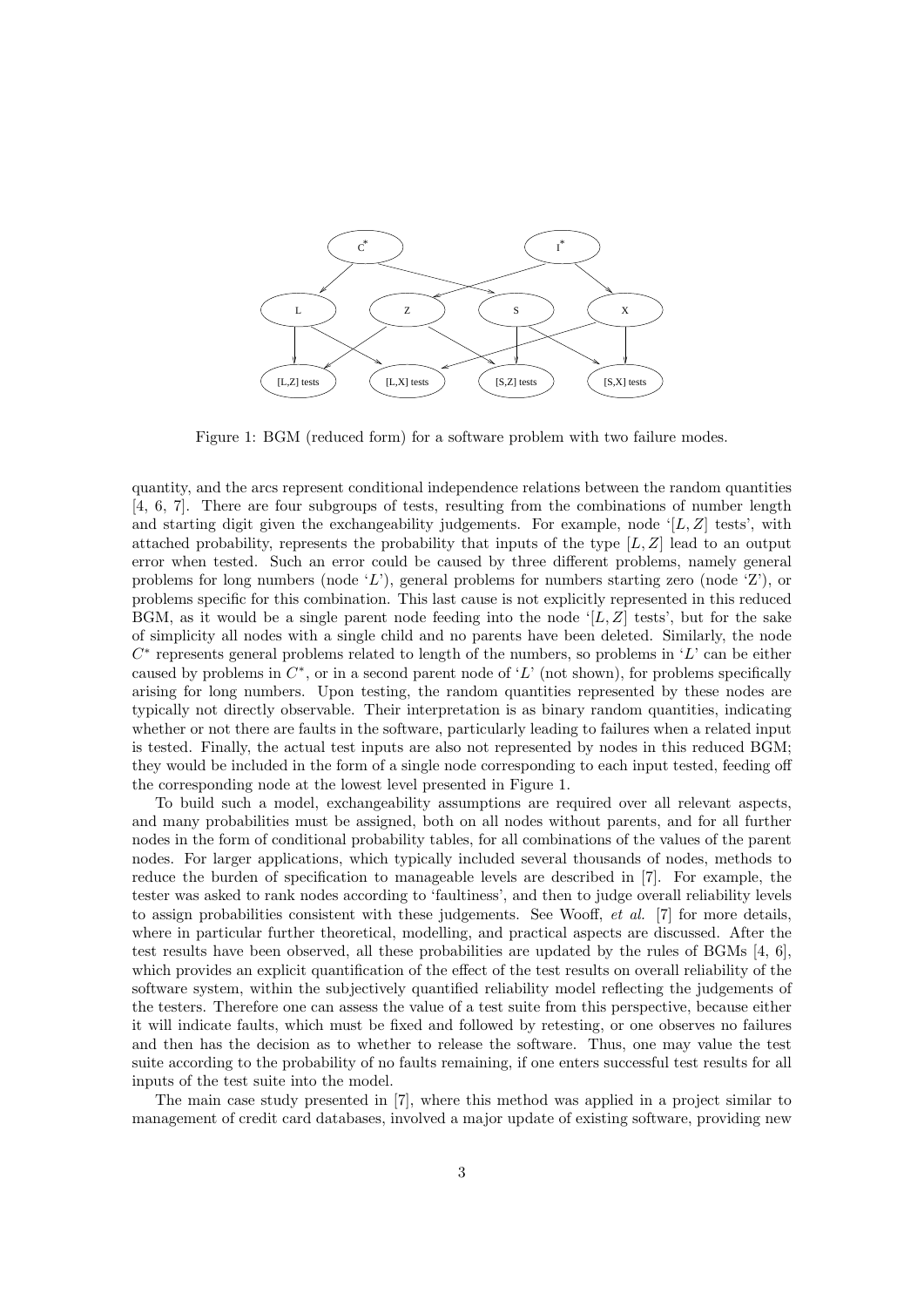C*

I*

L

Z

S

X

[L,Z] tests

[L,X] tests

[S,Z] tests

[S,X] tests

Figure 1: BGM (reduced form) for a software problem with two failure modes.

quantity, and the arcs represent conditional independence relations between the random quantities [4, 6, 7]. There are four subgroups of tests, resulting from the combinations of number length and starting digit given the exchangeability judgements. For example, node '$[L, Z]$ tests', with attached probability, represents the probability that inputs of the type $[L, Z]$ lead to an output error when tested. Such an error could be caused by three different problems, namely general problems for long numbers (node '$L$'), general problems for numbers starting zero (node 'Z'), or problems specific for this combination. This last cause is not explicitly represented in this reduced BGM, as it would be a single parent node feeding into the node '$[L, Z]$ tests', but for the sake of simplicity all nodes with a single child and no parents have been deleted. Similarly, the node $C^*$ represents general problems related to length of the numbers, so problems in '$L$' can be either caused by problems in $C^*$, or in a second parent node of '$L$' (not shown), for problems specifically arising for long numbers. Upon testing, the random quantities represented by these nodes are typically not directly observable. Their interpretation is as binary random quantities, indicating whether or not there are faults in the software, particularly leading to failures when a related input is tested. Finally, the actual test inputs are also not represented by nodes in this reduced BGM; they would be included in the form of a single node corresponding to each input tested, feeding off the corresponding node at the lowest level presented in Figure 1.

To build such a model, exchangeability assumptions are required over all relevant aspects, and many probabilities must be assigned, both on all nodes without parents, and for all further nodes in the form of conditional probability tables, for all combinations of the values of the parent nodes. For larger applications, which typically included several thousands of nodes, methods to reduce the burden of specification to manageable levels are described in [7]. For example, the tester was asked to rank nodes according to 'faultiness', and then to judge overall reliability levels to assign probabilities consistent with these judgements. See Wooff, *et al.* [7] for more details, where in particular further theoretical, modelling, and practical aspects are discussed. After the test results have been observed, all these probabilities are updated by the rules of BGMs [4, 6], which provides an explicit quantification of the effect of the test results on overall reliability of the software system, within the subjectively quantified reliability model reflecting the judgements of the testers. Therefore one can assess the value of a test suite from this perspective, because either it will indicate faults, which must be fixed and followed by retesting, or one observes no failures and then has the decision as to whether to release the software. Thus, one may value the test suite according to the probability of no faults remaining, if one enters successful test results for all inputs of the test suite into the model.

The main case study presented in [7], where this method was applied in a project similar to management of credit card databases, involved a major update of existing software, providing new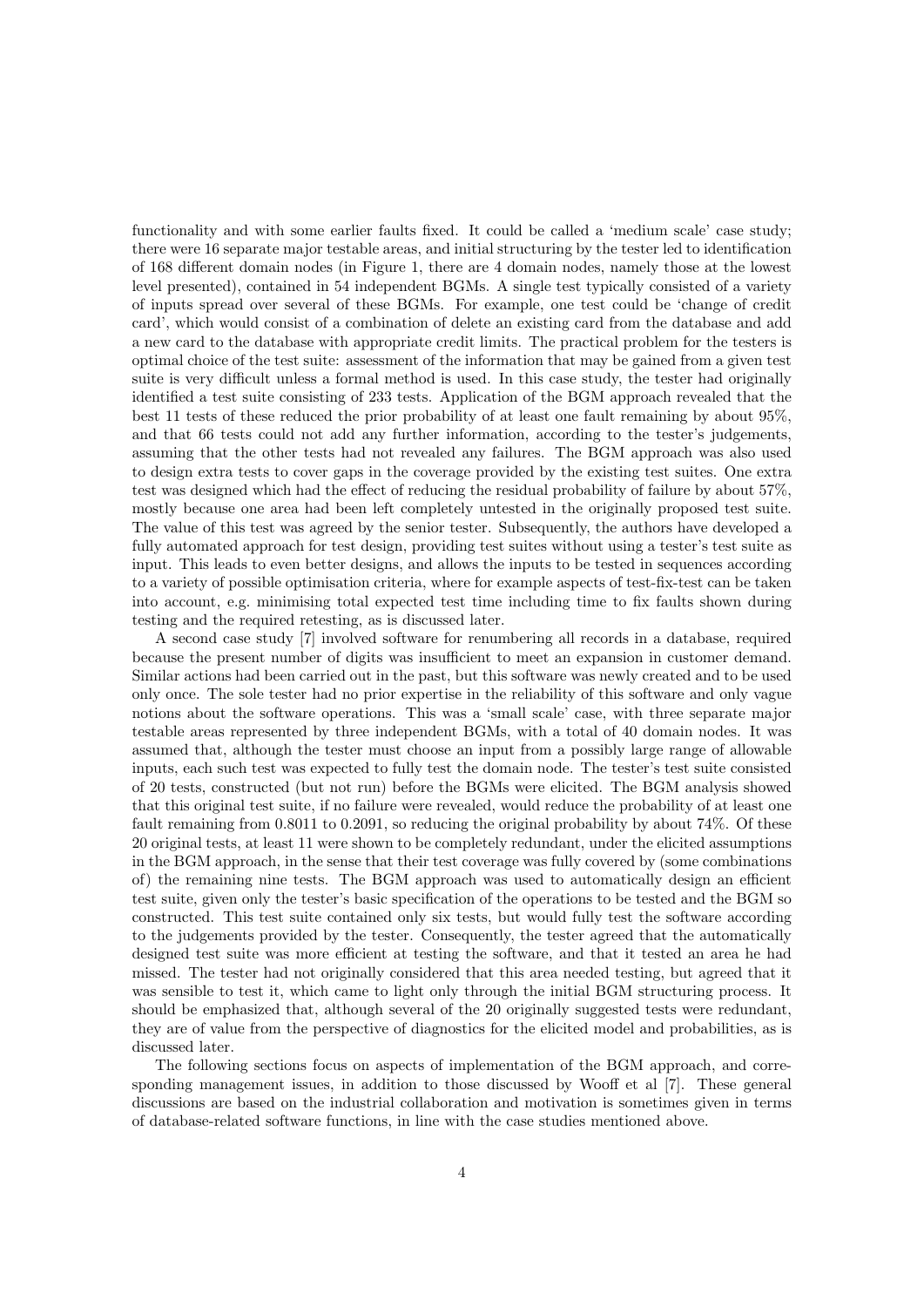functionality and with some earlier faults fixed. It could be called a 'medium scale' case study; there were 16 separate major testable areas, and initial structuring by the tester led to identification of 168 different domain nodes (in Figure 1, there are 4 domain nodes, namely those at the lowest level presented), contained in 54 independent BGMs. A single test typically consisted of a variety of inputs spread over several of these BGMs. For example, one test could be 'change of credit card', which would consist of a combination of delete an existing card from the database and add a new card to the database with appropriate credit limits. The practical problem for the testers is optimal choice of the test suite: assessment of the information that may be gained from a given test suite is very difficult unless a formal method is used. In this case study, the tester had originally identified a test suite consisting of 233 tests. Application of the BGM approach revealed that the best 11 tests of these reduced the prior probability of at least one fault remaining by about 95%, and that 66 tests could not add any further information, according to the tester's judgements, assuming that the other tests had not revealed any failures. The BGM approach was also used to design extra tests to cover gaps in the coverage provided by the existing test suites. One extra test was designed which had the effect of reducing the residual probability of failure by about 57%, mostly because one area had been left completely untested in the originally proposed test suite. The value of this test was agreed by the senior tester. Subsequently, the authors have developed a fully automated approach for test design, providing test suites without using a tester's test suite as input. This leads to even better designs, and allows the inputs to be tested in sequences according to a variety of possible optimisation criteria, where for example aspects of test-fix-test can be taken into account, e.g. minimising total expected test time including time to fix faults shown during testing and the required retesting, as is discussed later.

A second case study [7] involved software for renumbering all records in a database, required because the present number of digits was insufficient to meet an expansion in customer demand. Similar actions had been carried out in the past, but this software was newly created and to be used only once. The sole tester had no prior expertise in the reliability of this software and only vague notions about the software operations. This was a 'small scale' case, with three separate major testable areas represented by three independent BGMs, with a total of 40 domain nodes. It was assumed that, although the tester must choose an input from a possibly large range of allowable inputs, each such test was expected to fully test the domain node. The tester's test suite consisted of 20 tests, constructed (but not run) before the BGMs were elicited. The BGM analysis showed that this original test suite, if no failure were revealed, would reduce the probability of at least one fault remaining from 0.8011 to 0.2091, so reducing the original probability by about 74%. Of these 20 original tests, at least 11 were shown to be completely redundant, under the elicited assumptions in the BGM approach, in the sense that their test coverage was fully covered by (some combinations of) the remaining nine tests. The BGM approach was used to automatically design an efficient test suite, given only the tester's basic specification of the operations to be tested and the BGM so constructed. This test suite contained only six tests, but would fully test the software according to the judgements provided by the tester. Consequently, the tester agreed that the automatically designed test suite was more efficient at testing the software, and that it tested an area he had missed. The tester had not originally considered that this area needed testing, but agreed that it was sensible to test it, which came to light only through the initial BGM structuring process. It should be emphasized that, although several of the 20 originally suggested tests were redundant, they are of value from the perspective of diagnostics for the elicited model and probabilities, as is discussed later.

The following sections focus on aspects of implementation of the BGM approach, and corresponding management issues, in addition to those discussed by Wooff et al [7]. These general discussions are based on the industrial collaboration and motivation is sometimes given in terms of database-related software functions, in line with the case studies mentioned above.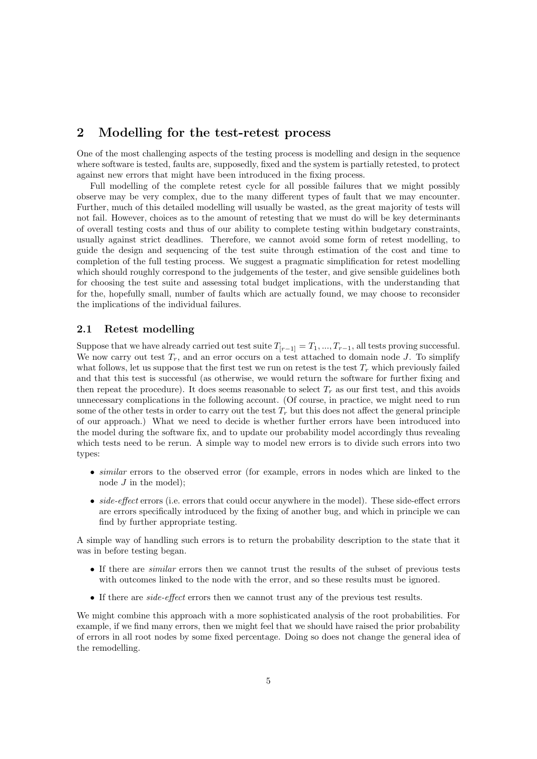## 2 Modelling for the test-retest process

One of the most challenging aspects of the testing process is modelling and design in the sequence where software is tested, faults are, supposedly, fixed and the system is partially retested, to protect against new errors that might have been introduced in the fixing process.

Full modelling of the complete retest cycle for all possible failures that we might possibly observe may be very complex, due to the many different types of fault that we may encounter. Further, much of this detailed modelling will usually be wasted, as the great majority of tests will not fail. However, choices as to the amount of retesting that we must do will be key determinants of overall testing costs and thus of our ability to complete testing within budgetary constraints, usually against strict deadlines. Therefore, we cannot avoid some form of retest modelling, to guide the design and sequencing of the test suite through estimation of the cost and time to completion of the full testing process. We suggest a pragmatic simplification for retest modelling which should roughly correspond to the judgements of the tester, and give sensible guidelines both for choosing the test suite and assessing total budget implications, with the understanding that for the, hopefully small, number of faults which are actually found, we may choose to reconsider the implications of the individual failures.

### 2.1 Retest modelling

Suppose that we have already carried out test suite $T_{[r-1]} = T_1, ..., T_{r-1}$, all tests proving successful. We now carry out test $T_r$, and an error occurs on a test attached to domain node $J$. To simplify what follows, let us suppose that the first test we run on retest is the test $T_r$ which previously failed and that this test is successful (as otherwise, we would return the software for further fixing and then repeat the procedure). It does seems reasonable to select $T_r$ as our first test, and this avoids unnecessary complications in the following account. (Of course, in practice, we might need to run some of the other tests in order to carry out the test $T_r$ but this does not affect the general principle of our approach.) What we need to decide is whether further errors have been introduced into the model during the software fix, and to update our probability model accordingly thus revealing which tests need to be rerun. A simple way to model new errors is to divide such errors into two types:

- *similar* errors to the observed error (for example, errors in nodes which are linked to the node $J$ in the model);
- *side-effect* errors (i.e. errors that could occur anywhere in the model). These side-effect errors are errors specifically introduced by the fixing of another bug, and which in principle we can find by further appropriate testing.

A simple way of handling such errors is to return the probability description to the state that it was in before testing began.

- If there are *similar* errors then we cannot trust the results of the subset of previous tests with outcomes linked to the node with the error, and so these results must be ignored.
- If there are *side-effect* errors then we cannot trust any of the previous test results.

We might combine this approach with a more sophisticated analysis of the root probabilities. For example, if we find many errors, then we might feel that we should have raised the prior probability of errors in all root nodes by some fixed percentage. Doing so does not change the general idea of the remodelling.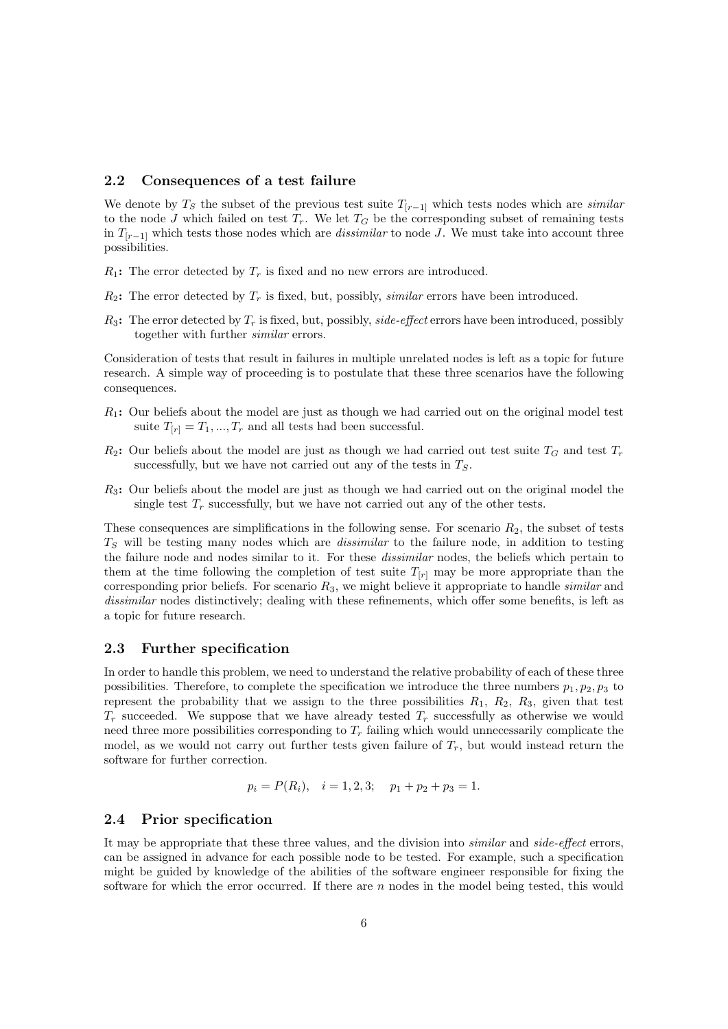### 2.2 Consequences of a test failure

We denote by $T_S$ the subset of the previous test suite $T_{[r-1]}$ which tests nodes which are *similar* to the node $J$ which failed on test $T_r$. We let $T_G$ be the corresponding subset of remaining tests in $T_{[r-1]}$ which tests those nodes which are *dissimilar* to node $J$. We must take into account three possibilities.

**$R_1$:** The error detected by $T_r$ is fixed and no new errors are introduced.

**$R_2$:** The error detected by $T_r$ is fixed, but, possibly, *similar* errors have been introduced.

**$R_3$:** The error detected by $T_r$ is fixed, but, possibly, *side-effect* errors have been introduced, possibly together with further *similar* errors.

Consideration of tests that result in failures in multiple unrelated nodes is left as a topic for future research. A simple way of proceeding is to postulate that these three scenarios have the following consequences.

**$R_1$:** Our beliefs about the model are just as though we had carried out on the original model test suite $T_{[r]} = T_1, ..., T_r$ and all tests had been successful.

**$R_2$:** Our beliefs about the model are just as though we had carried out test suite $T_G$ and test $T_r$ successfully, but we have not carried out any of the tests in $T_S$.

**$R_3$:** Our beliefs about the model are just as though we had carried out on the original model the single test $T_r$ successfully, but we have not carried out any of the other tests.

These consequences are simplifications in the following sense. For scenario $R_2$, the subset of tests $T_S$ will be testing many nodes which are *dissimilar* to the failure node, in addition to testing the failure node and nodes similar to it. For these *dissimilar* nodes, the beliefs which pertain to them at the time following the completion of test suite $T_{[r]}$ may be more appropriate than the corresponding prior beliefs. For scenario $R_3$, we might believe it appropriate to handle *similar* and *dissimilar* nodes distinctively; dealing with these refinements, which offer some benefits, is left as a topic for future research.

### 2.3 Further specification

In order to handle this problem, we need to understand the relative probability of each of these three possibilities. Therefore, to complete the specification we introduce the three numbers $p_1, p_2, p_3$ to represent the probability that we assign to the three possibilities $R_1$, $R_2$, $R_3$, given that test $T_r$ succeeded. We suppose that we have already tested $T_r$ successfully as otherwise we would need three more possibilities corresponding to $T_r$ failing which would unnecessarily complicate the model, as we would not carry out further tests given failure of $T_r$, but would instead return the software for further correction.

$$p_i = P(R_i), \quad i = 1, 2, 3; \quad p_1 + p_2 + p_3 = 1.$$

### 2.4 Prior specification

It may be appropriate that these three values, and the division into *similar* and *side-effect* errors, can be assigned in advance for each possible node to be tested. For example, such a specification might be guided by knowledge of the abilities of the software engineer responsible for fixing the software for which the error occurred. If there are $n$ nodes in the model being tested, this would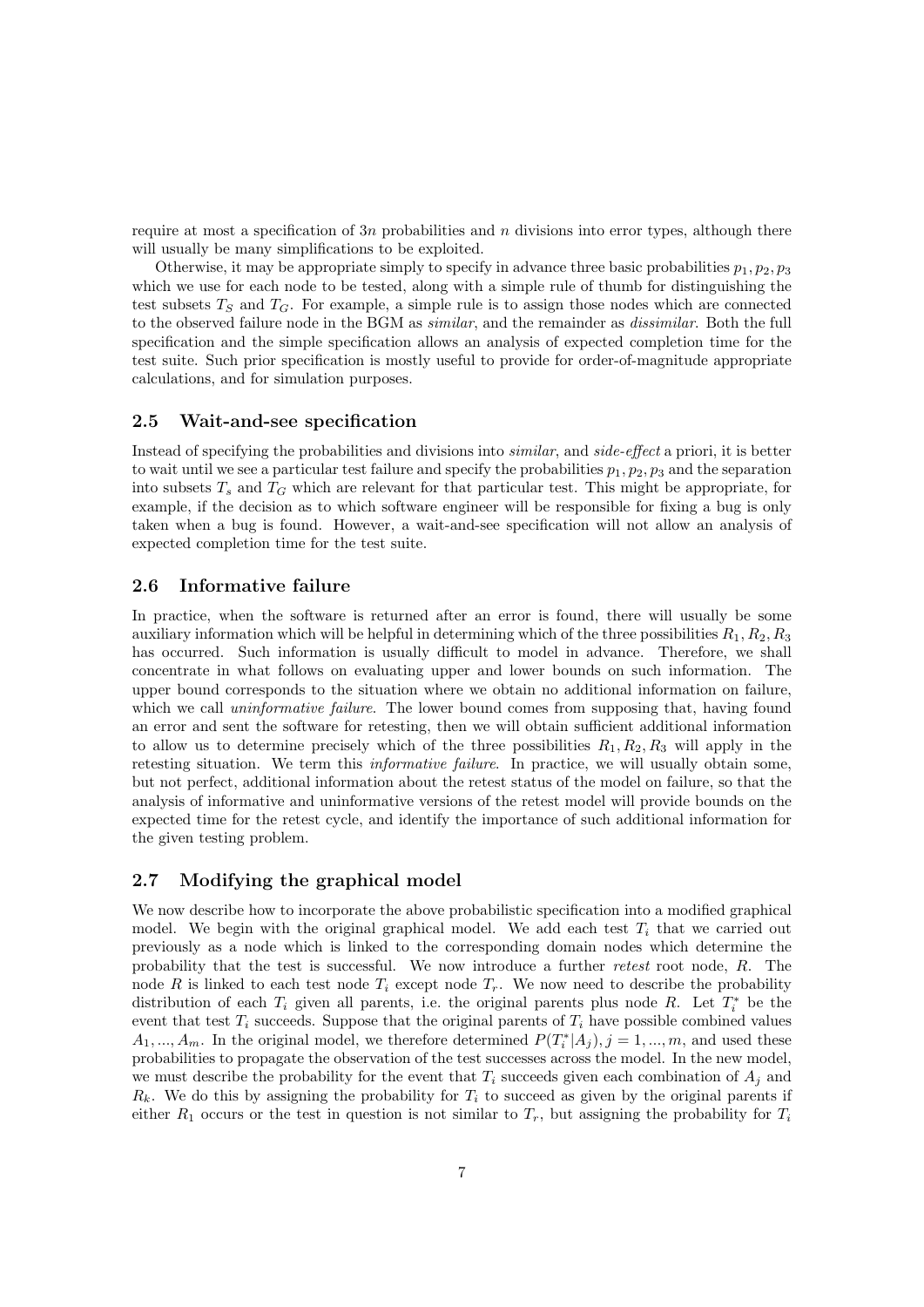require at most a specification of $3n$ probabilities and $n$ divisions into error types, although there will usually be many simplifications to be exploited.

Otherwise, it may be appropriate simply to specify in advance three basic probabilities $p_1, p_2, p_3$ which we use for each node to be tested, along with a simple rule of thumb for distinguishing the test subsets $T_S$ and $T_G$. For example, a simple rule is to assign those nodes which are connected to the observed failure node in the BGM as *similar*, and the remainder as *dissimilar*. Both the full specification and the simple specification allows an analysis of expected completion time for the test suite. Such prior specification is mostly useful to provide for order-of-magnitude appropriate calculations, and for simulation purposes.

## 2.5 Wait-and-see specification

Instead of specifying the probabilities and divisions into *similar*, and *side-effect* a priori, it is better to wait until we see a particular test failure and specify the probabilities $p_1, p_2, p_3$ and the separation into subsets $T_s$ and $T_G$ which are relevant for that particular test. This might be appropriate, for example, if the decision as to which software engineer will be responsible for fixing a bug is only taken when a bug is found. However, a wait-and-see specification will not allow an analysis of expected completion time for the test suite.

## 2.6 Informative failure

In practice, when the software is returned after an error is found, there will usually be some auxiliary information which will be helpful in determining which of the three possibilities $R_1, R_2, R_3$ has occurred. Such information is usually difficult to model in advance. Therefore, we shall concentrate in what follows on evaluating upper and lower bounds on such information. The upper bound corresponds to the situation where we obtain no additional information on failure, which we call *uninformative failure*. The lower bound comes from supposing that, having found an error and sent the software for retesting, then we will obtain sufficient additional information to allow us to determine precisely which of the three possibilities $R_1, R_2, R_3$ will apply in the retesting situation. We term this *informative failure*. In practice, we will usually obtain some, but not perfect, additional information about the retest status of the model on failure, so that the analysis of informative and uninformative versions of the retest model will provide bounds on the expected time for the retest cycle, and identify the importance of such additional information for the given testing problem.

## 2.7 Modifying the graphical model

We now describe how to incorporate the above probabilistic specification into a modified graphical model. We begin with the original graphical model. We add each test $T_i$ that we carried out previously as a node which is linked to the corresponding domain nodes which determine the probability that the test is successful. We now introduce a further *retest* root node, $R$. The node $R$ is linked to each test node $T_i$ except node $T_r$. We now need to describe the probability distribution of each $T_i$ given all parents, i.e. the original parents plus node $R$. Let $T_i^*$ be the event that test $T_i$ succeeds. Suppose that the original parents of $T_i$ have possible combined values $A_1, ..., A_m$. In the original model, we therefore determined $P(T_i^*|A_j), j = 1, ..., m$, and used these probabilities to propagate the observation of the test successes across the model. In the new model, we must describe the probability for the event that $T_i$ succeeds given each combination of $A_j$ and $R_k$. We do this by assigning the probability for $T_i$ to succeed as given by the original parents if either $R_1$ occurs or the test in question is not similar to $T_r$, but assigning the probability for $T_i$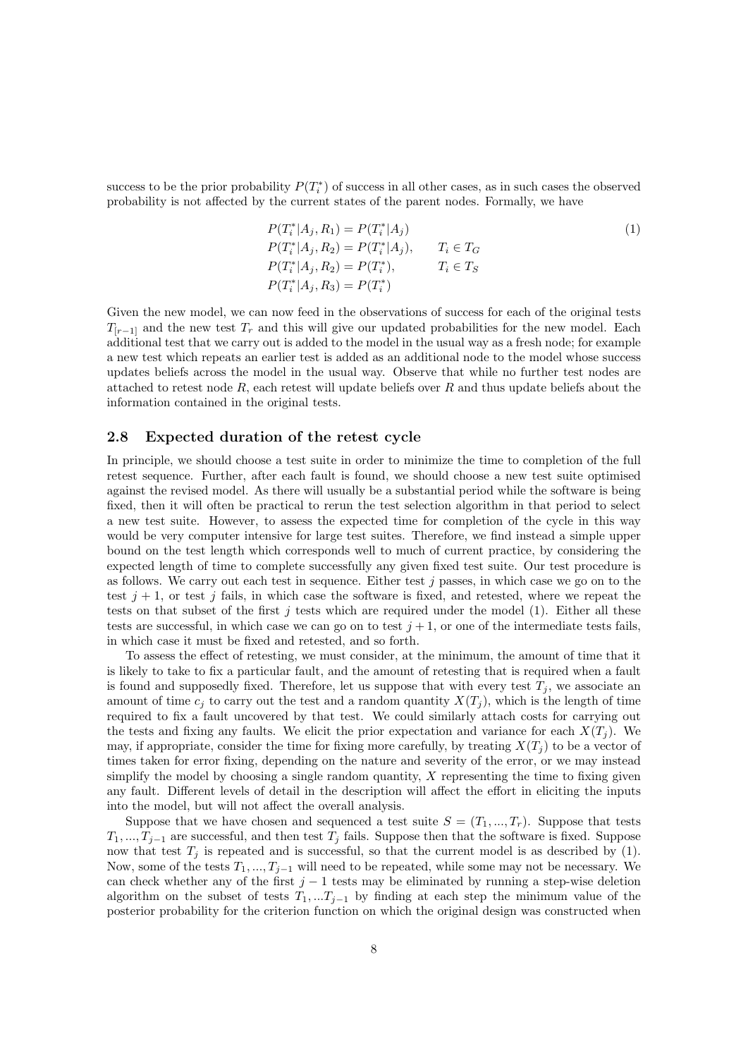success to be the prior probability $P(T_i^*)$ of success in all other cases, as in such cases the observed probability is not affected by the current states of the parent nodes. Formally, we have

$$
\begin{aligned}
P(T_i^*|A_j, R_1) &= P(T_i^*|A_j) \\
P(T_i^*|A_j, R_2) &= P(T_i^*|A_j), \qquad T_i \in T_G \\
P(T_i^*|A_j, R_2) &= P(T_i^*), \qquad T_i \in T_S \\
P(T_i^*|A_j, R_3) &= P(T_i^*)
\end{aligned} \tag{1}
$$

Given the new model, we can now feed in the observations of success for each of the original tests $T_{[r-1]}$ and the new test $T_r$ and this will give our updated probabilities for the new model. Each additional test that we carry out is added to the model in the usual way as a fresh node; for example a new test which repeats an earlier test is added as an additional node to the model whose success updates beliefs across the model in the usual way. Observe that while no further test nodes are attached to retest node $R$, each retest will update beliefs over $R$ and thus update beliefs about the information contained in the original tests.

### 2.8 Expected duration of the retest cycle

In principle, we should choose a test suite in order to minimize the time to completion of the full retest sequence. Further, after each fault is found, we should choose a new test suite optimised against the revised model. As there will usually be a substantial period while the software is being fixed, then it will often be practical to rerun the test selection algorithm in that period to select a new test suite. However, to assess the expected time for completion of the cycle in this way would be very computer intensive for large test suites. Therefore, we find instead a simple upper bound on the test length which corresponds well to much of current practice, by considering the expected length of time to complete successfully any given fixed test suite. Our test procedure is as follows. We carry out each test in sequence. Either test $j$ passes, in which case we go on to the test $j+1$, or test $j$ fails, in which case the software is fixed, and retested, where we repeat the tests on that subset of the first $j$ tests which are required under the model (1). Either all these tests are successful, in which case we can go on to test $j+1$, or one of the intermediate tests fails, in which case it must be fixed and retested, and so forth.

To assess the effect of retesting, we must consider, at the minimum, the amount of time that it is likely to take to fix a particular fault, and the amount of retesting that is required when a fault is found and supposedly fixed. Therefore, let us suppose that with every test $T_j$, we associate an amount of time $c_j$ to carry out the test and a random quantity $X(T_j)$, which is the length of time required to fix a fault uncovered by that test. We could similarly attach costs for carrying out the tests and fixing any faults. We elicit the prior expectation and variance for each $X(T_j)$. We may, if appropriate, consider the time for fixing more carefully, by treating $X(T_j)$ to be a vector of times taken for error fixing, depending on the nature and severity of the error, or we may instead simplify the model by choosing a single random quantity, $X$ representing the time to fixing given any fault. Different levels of detail in the description will affect the effort in eliciting the inputs into the model, but will not affect the overall analysis.

Suppose that we have chosen and sequenced a test suite $S = (T_1, ..., T_r)$. Suppose that tests $T_1, ..., T_{j-1}$ are successful, and then test $T_j$ fails. Suppose then that the software is fixed. Suppose now that test $T_j$ is repeated and is successful, so that the current model is as described by (1). Now, some of the tests $T_1, ..., T_{j-1}$ will need to be repeated, while some may not be necessary. We can check whether any of the first $j-1$ tests may be eliminated by running a step-wise deletion algorithm on the subset of tests $T_1, ...T_{j-1}$ by finding at each step the minimum value of the posterior probability for the criterion function on which the original design was constructed when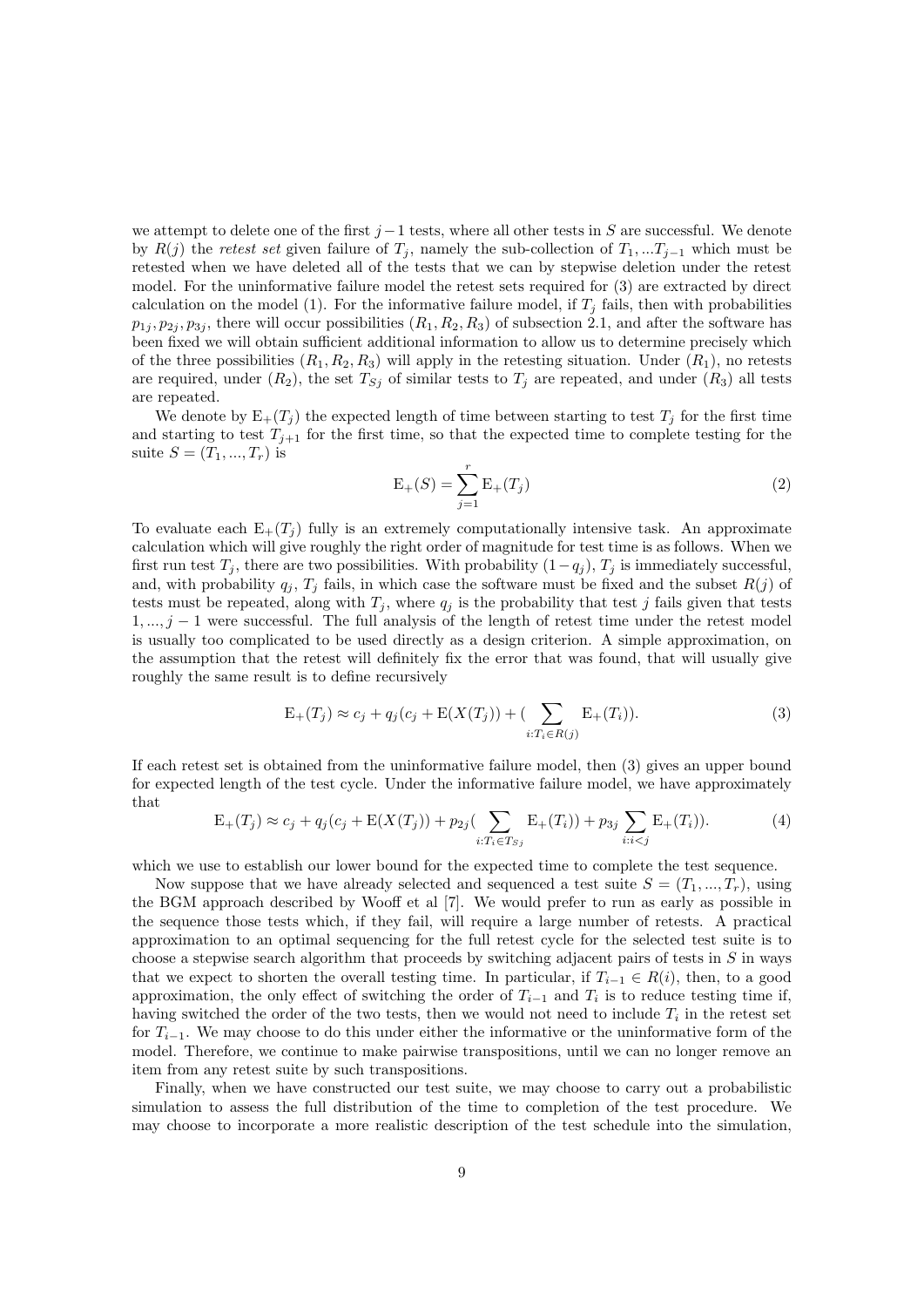we attempt to delete one of the first $j-1$ tests, where all other tests in $S$ are successful. We denote by $R(j)$ the *retest set* given failure of $T_j$, namely the sub-collection of $T_1, ...T_{j-1}$ which must be retested when we have deleted all of the tests that we can by stepwise deletion under the retest model. For the uninformative failure model the retest sets required for (3) are extracted by direct calculation on the model (1). For the informative failure model, if $T_j$ fails, then with probabilities $p_{1j}, p_{2j}, p_{3j}$, there will occur possibilities $(R_1, R_2, R_3)$ of subsection 2.1, and after the software has been fixed we will obtain sufficient additional information to allow us to determine precisely which of the three possibilities $(R_1, R_2, R_3)$ will apply in the retesting situation. Under $(R_1)$, no retests are required, under $(R_2)$, the set $T_{Sj}$ of similar tests to $T_j$ are repeated, and under $(R_3)$ all tests are repeated.

We denote by $\mathrm{E}_+(T_j)$ the expected length of time between starting to test $T_j$ for the first time and starting to test $T_{j+1}$ for the first time, so that the expected time to complete testing for the suite $S = (T_1, ..., T_r)$ is

$$\mathrm{E}_+(S) = \sum_{j=1}^{r} \mathrm{E}_+(T_j) \tag{2}$$

To evaluate each $\mathrm{E}_+(T_j)$ fully is an extremely computationally intensive task. An approximate calculation which will give roughly the right order of magnitude for test time is as follows. When we first run test $T_j$, there are two possibilities. With probability $(1-q_j)$, $T_j$ is immediately successful, and, with probability $q_j$, $T_j$ fails, in which case the software must be fixed and the subset $R(j)$ of tests must be repeated, along with $T_j$, where $q_j$ is the probability that test $j$ fails given that tests $1, ..., j-1$ were successful. The full analysis of the length of retest time under the retest model is usually too complicated to be used directly as a design criterion. A simple approximation, on the assumption that the retest will definitely fix the error that was found, that will usually give roughly the same result is to define recursively

$$\mathrm{E}_+(T_j) \approx c_j + q_j(c_j + \mathrm{E}(X(T_j)) + (\sum_{i:T_i \in R(j)} \mathrm{E}_+(T_i)). \tag{3}$$

If each retest set is obtained from the uninformative failure model, then (3) gives an upper bound for expected length of the test cycle. Under the informative failure model, we have approximately that

$$\mathrm{E}_+(T_j) \approx c_j + q_j(c_j + \mathrm{E}(X(T_j)) + p_{2j}(\sum_{i:T_i \in T_{Sj}} \mathrm{E}_+(T_i)) + p_{3j} \sum_{i:i<j} \mathrm{E}_+(T_i)). \tag{4}$$

which we use to establish our lower bound for the expected time to complete the test sequence.

Now suppose that we have already selected and sequenced a test suite $S = (T_1, ..., T_r)$, using the BGM approach described by Wooff et al [7]. We would prefer to run as early as possible in the sequence those tests which, if they fail, will require a large number of retests. A practical approximation to an optimal sequencing for the full retest cycle for the selected test suite is to choose a stepwise search algorithm that proceeds by switching adjacent pairs of tests in $S$ in ways that we expect to shorten the overall testing time. In particular, if $T_{i-1} \in R(i)$, then, to a good approximation, the only effect of switching the order of $T_{i-1}$ and $T_i$ is to reduce testing time if, having switched the order of the two tests, then we would not need to include $T_i$ in the retest set for $T_{i-1}$. We may choose to do this under either the informative or the uninformative form of the model. Therefore, we continue to make pairwise transpositions, until we can no longer remove an item from any retest suite by such transpositions.

Finally, when we have constructed our test suite, we may choose to carry out a probabilistic simulation to assess the full distribution of the time to completion of the test procedure. We may choose to incorporate a more realistic description of the test schedule into the simulation,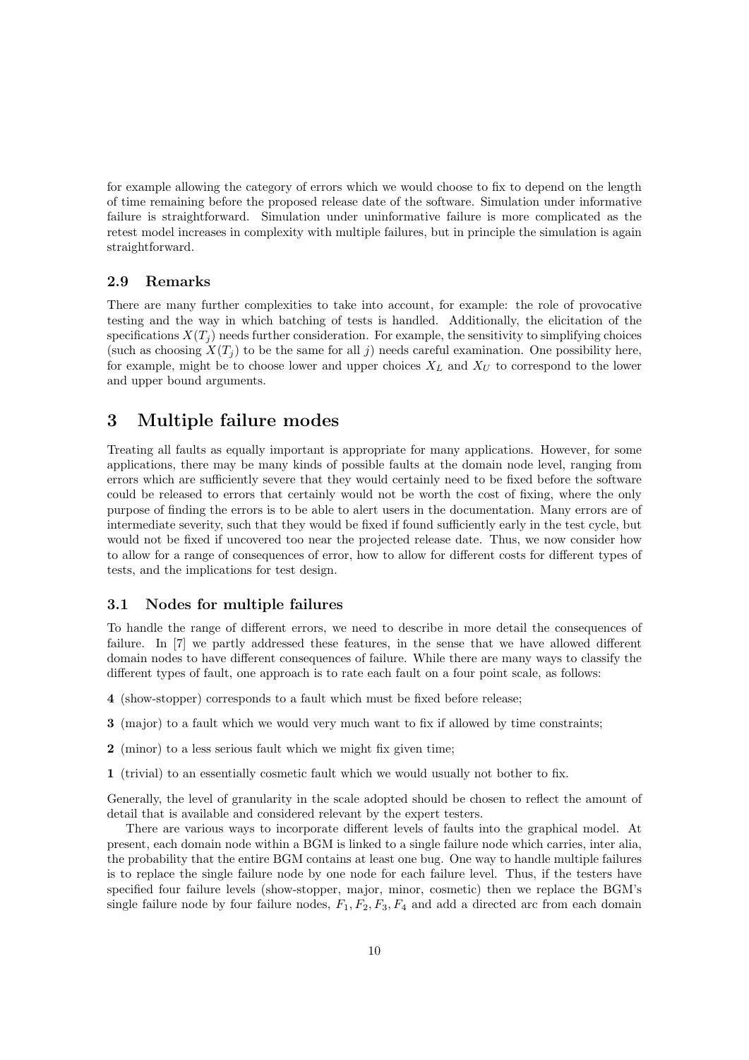for example allowing the category of errors which we would choose to fix to depend on the length of time remaining before the proposed release date of the software. Simulation under informative failure is straightforward. Simulation under uninformative failure is more complicated as the retest model increases in complexity with multiple failures, but in principle the simulation is again straightforward.

### 2.9 Remarks

There are many further complexities to take into account, for example: the role of provocative testing and the way in which batching of tests is handled. Additionally, the elicitation of the specifications $X(T_j)$ needs further consideration. For example, the sensitivity to simplifying choices (such as choosing $X(T_j)$ to be the same for all $j$) needs careful examination. One possibility here, for example, might be to choose lower and upper choices $X_L$ and $X_U$ to correspond to the lower and upper bound arguments.

## 3 Multiple failure modes

Treating all faults as equally important is appropriate for many applications. However, for some applications, there may be many kinds of possible faults at the domain node level, ranging from errors which are sufficiently severe that they would certainly need to be fixed before the software could be released to errors that certainly would not be worth the cost of fixing, where the only purpose of finding the errors is to be able to alert users in the documentation. Many errors are of intermediate severity, such that they would be fixed if found sufficiently early in the test cycle, but would not be fixed if uncovered too near the projected release date. Thus, we now consider how to allow for a range of consequences of error, how to allow for different costs for different types of tests, and the implications for test design.

### 3.1 Nodes for multiple failures

To handle the range of different errors, we need to describe in more detail the consequences of failure. In [7] we partly addressed these features, in the sense that we have allowed different domain nodes to have different consequences of failure. While there are many ways to classify the different types of fault, one approach is to rate each fault on a four point scale, as follows:

**4** (show-stopper) corresponds to a fault which must be fixed before release;

**3** (major) to a fault which we would very much want to fix if allowed by time constraints;

**2** (minor) to a less serious fault which we might fix given time;

**1** (trivial) to an essentially cosmetic fault which we would usually not bother to fix.

Generally, the level of granularity in the scale adopted should be chosen to reflect the amount of detail that is available and considered relevant by the expert testers.

There are various ways to incorporate different levels of faults into the graphical model. At present, each domain node within a BGM is linked to a single failure node which carries, inter alia, the probability that the entire BGM contains at least one bug. One way to handle multiple failures is to replace the single failure node by one node for each failure level. Thus, if the testers have specified four failure levels (show-stopper, major, minor, cosmetic) then we replace the BGM's single failure node by four failure nodes, $F_1, F_2, F_3, F_4$ and add a directed arc from each domain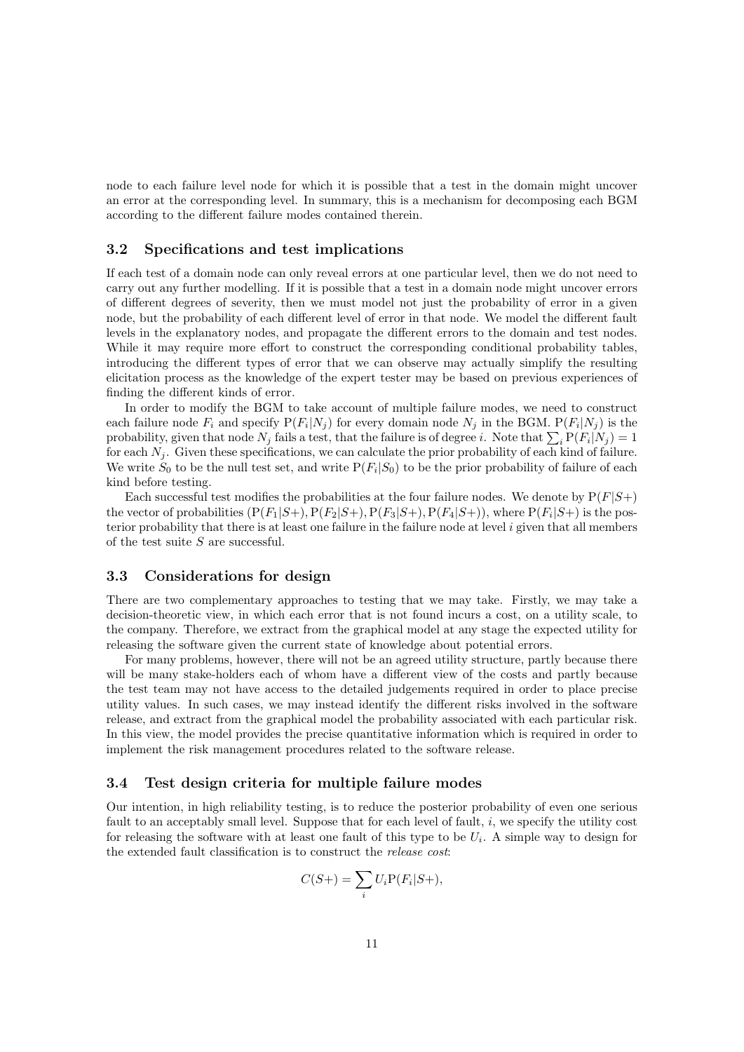node to each failure level node for which it is possible that a test in the domain might uncover an error at the corresponding level. In summary, this is a mechanism for decomposing each BGM according to the different failure modes contained therein.

### 3.2 Specifications and test implications

If each test of a domain node can only reveal errors at one particular level, then we do not need to carry out any further modelling. If it is possible that a test in a domain node might uncover errors of different degrees of severity, then we must model not just the probability of error in a given node, but the probability of each different level of error in that node. We model the different fault levels in the explanatory nodes, and propagate the different errors to the domain and test nodes. While it may require more effort to construct the corresponding conditional probability tables, introducing the different types of error that we can observe may actually simplify the resulting elicitation process as the knowledge of the expert tester may be based on previous experiences of finding the different kinds of error.

In order to modify the BGM to take account of multiple failure modes, we need to construct each failure node $F_i$ and specify $\mathrm{P}(F_i|N_j)$ for every domain node $N_j$ in the BGM. $\mathrm{P}(F_i|N_j)$ is the probability, given that node $N_j$ fails a test, that the failure is of degree $i$. Note that $\sum_i \mathrm{P}(F_i|N_j) = 1$ for each $N_j$. Given these specifications, we can calculate the prior probability of each kind of failure. We write $S_0$ to be the null test set, and write $\mathrm{P}(F_i|S_0)$ to be the prior probability of failure of each kind before testing.

Each successful test modifies the probabilities at the four failure nodes. We denote by $\mathrm{P}(F|S+)$ the vector of probabilities $(\mathrm{P}(F_1|S+), \mathrm{P}(F_2|S+), \mathrm{P}(F_3|S+), \mathrm{P}(F_4|S+))$, where $\mathrm{P}(F_i|S+)$ is the posterior probability that there is at least one failure in the failure node at level $i$ given that all members of the test suite $S$ are successful.

### 3.3 Considerations for design

There are two complementary approaches to testing that we may take. Firstly, we may take a decision-theoretic view, in which each error that is not found incurs a cost, on a utility scale, to the company. Therefore, we extract from the graphical model at any stage the expected utility for releasing the software given the current state of knowledge about potential errors.

For many problems, however, there will not be an agreed utility structure, partly because there will be many stake-holders each of whom have a different view of the costs and partly because the test team may not have access to the detailed judgements required in order to place precise utility values. In such cases, we may instead identify the different risks involved in the software release, and extract from the graphical model the probability associated with each particular risk. In this view, the model provides the precise quantitative information which is required in order to implement the risk management procedures related to the software release.

### 3.4 Test design criteria for multiple failure modes

Our intention, in high reliability testing, is to reduce the posterior probability of even one serious fault to an acceptably small level. Suppose that for each level of fault, $i$, we specify the utility cost for releasing the software with at least one fault of this type to be $U_i$. A simple way to design for the extended fault classification is to construct the *release cost*:

$$C(S+) = \sum_i U_i \mathrm{P}(F_i|S+),$$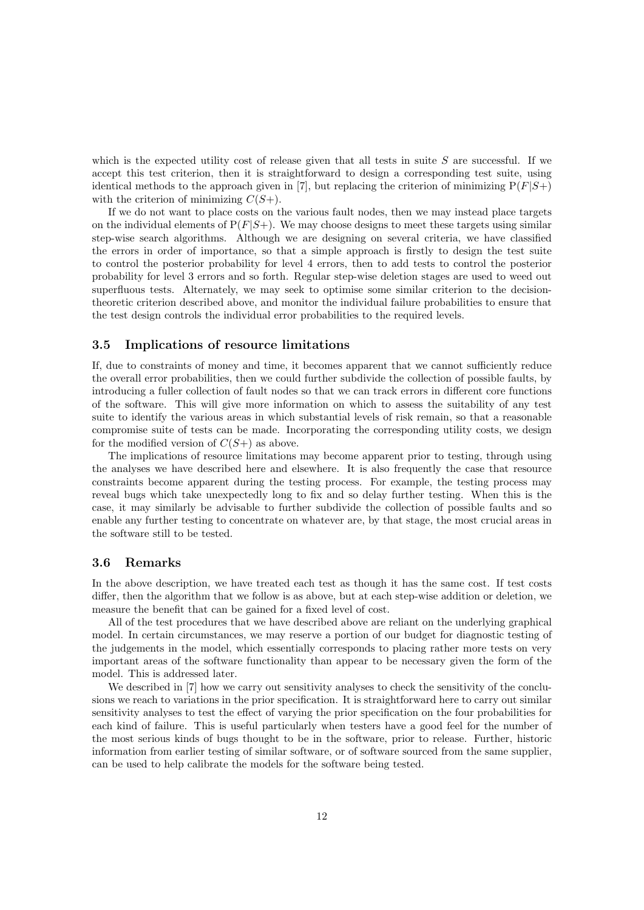which is the expected utility cost of release given that all tests in suite $S$ are successful. If we accept this test criterion, then it is straightforward to design a corresponding test suite, using identical methods to the approach given in [7], but replacing the criterion of minimizing $\mathrm{P}(F|S+)$ with the criterion of minimizing $C(S+)$.

If we do not want to place costs on the various fault nodes, then we may instead place targets on the individual elements of $\mathrm{P}(F|S+)$. We may choose designs to meet these targets using similar step-wise search algorithms. Although we are designing on several criteria, we have classified the errors in order of importance, so that a simple approach is firstly to design the test suite to control the posterior probability for level 4 errors, then to add tests to control the posterior probability for level 3 errors and so forth. Regular step-wise deletion stages are used to weed out superfluous tests. Alternately, we may seek to optimise some similar criterion to the decision-theoretic criterion described above, and monitor the individual failure probabilities to ensure that the test design controls the individual error probabilities to the required levels.

### 3.5 Implications of resource limitations

If, due to constraints of money and time, it becomes apparent that we cannot sufficiently reduce the overall error probabilities, then we could further subdivide the collection of possible faults, by introducing a fuller collection of fault nodes so that we can track errors in different core functions of the software. This will give more information on which to assess the suitability of any test suite to identify the various areas in which substantial levels of risk remain, so that a reasonable compromise suite of tests can be made. Incorporating the corresponding utility costs, we design for the modified version of $C(S+)$ as above.

The implications of resource limitations may become apparent prior to testing, through using the analyses we have described here and elsewhere. It is also frequently the case that resource constraints become apparent during the testing process. For example, the testing process may reveal bugs which take unexpectedly long to fix and so delay further testing. When this is the case, it may similarly be advisable to further subdivide the collection of possible faults and so enable any further testing to concentrate on whatever are, by that stage, the most crucial areas in the software still to be tested.

### 3.6 Remarks

In the above description, we have treated each test as though it has the same cost. If test costs differ, then the algorithm that we follow is as above, but at each step-wise addition or deletion, we measure the benefit that can be gained for a fixed level of cost.

All of the test procedures that we have described above are reliant on the underlying graphical model. In certain circumstances, we may reserve a portion of our budget for diagnostic testing of the judgements in the model, which essentially corresponds to placing rather more tests on very important areas of the software functionality than appear to be necessary given the form of the model. This is addressed later.

We described in [7] how we carry out sensitivity analyses to check the sensitivity of the conclusions we reach to variations in the prior specification. It is straightforward here to carry out similar sensitivity analyses to test the effect of varying the prior specification on the four probabilities for each kind of failure. This is useful particularly when testers have a good feel for the number of the most serious kinds of bugs thought to be in the software, prior to release. Further, historic information from earlier testing of similar software, or of software sourced from the same supplier, can be used to help calibrate the models for the software being tested.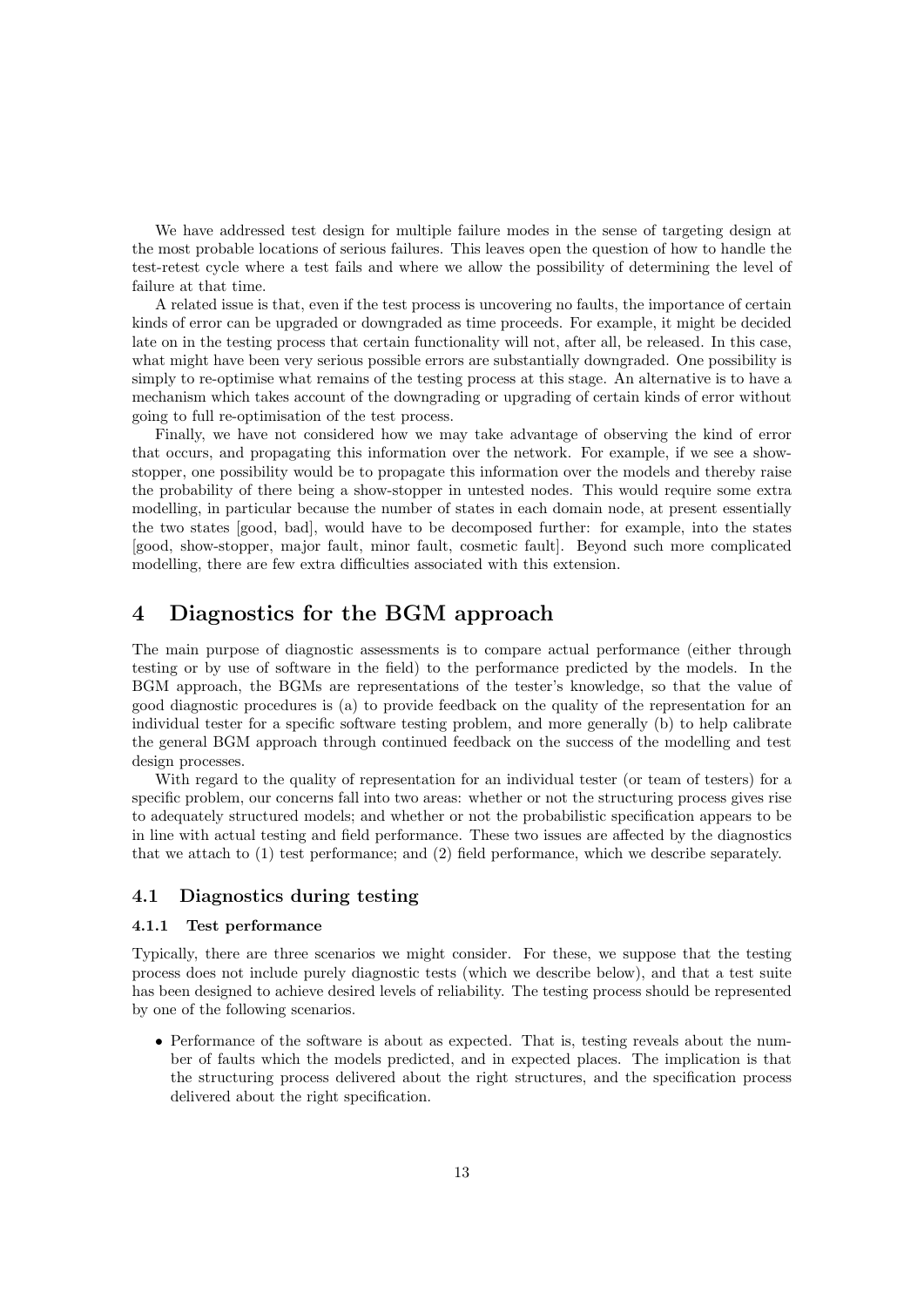We have addressed test design for multiple failure modes in the sense of targeting design at the most probable locations of serious failures. This leaves open the question of how to handle the test-retest cycle where a test fails and where we allow the possibility of determining the level of failure at that time.

A related issue is that, even if the test process is uncovering no faults, the importance of certain kinds of error can be upgraded or downgraded as time proceeds. For example, it might be decided late on in the testing process that certain functionality will not, after all, be released. In this case, what might have been very serious possible errors are substantially downgraded. One possibility is simply to re-optimise what remains of the testing process at this stage. An alternative is to have a mechanism which takes account of the downgrading or upgrading of certain kinds of error without going to full re-optimisation of the test process.

Finally, we have not considered how we may take advantage of observing the kind of error that occurs, and propagating this information over the network. For example, if we see a show-stopper, one possibility would be to propagate this information over the models and thereby raise the probability of there being a show-stopper in untested nodes. This would require some extra modelling, in particular because the number of states in each domain node, at present essentially the two states [good, bad], would have to be decomposed further: for example, into the states [good, show-stopper, major fault, minor fault, cosmetic fault]. Beyond such more complicated modelling, there are few extra difficulties associated with this extension.

# 4 Diagnostics for the BGM approach

The main purpose of diagnostic assessments is to compare actual performance (either through testing or by use of software in the field) to the performance predicted by the models. In the BGM approach, the BGMs are representations of the tester's knowledge, so that the value of good diagnostic procedures is (a) to provide feedback on the quality of the representation for an individual tester for a specific software testing problem, and more generally (b) to help calibrate the general BGM approach through continued feedback on the success of the modelling and test design processes.

With regard to the quality of representation for an individual tester (or team of testers) for a specific problem, our concerns fall into two areas: whether or not the structuring process gives rise to adequately structured models; and whether or not the probabilistic specification appears to be in line with actual testing and field performance. These two issues are affected by the diagnostics that we attach to (1) test performance; and (2) field performance, which we describe separately.

## 4.1 Diagnostics during testing

### 4.1.1 Test performance

Typically, there are three scenarios we might consider. For these, we suppose that the testing process does not include purely diagnostic tests (which we describe below), and that a test suite has been designed to achieve desired levels of reliability. The testing process should be represented by one of the following scenarios.

- Performance of the software is about as expected. That is, testing reveals about the number of faults which the models predicted, and in expected places. The implication is that the structuring process delivered about the right structures, and the specification process delivered about the right specification.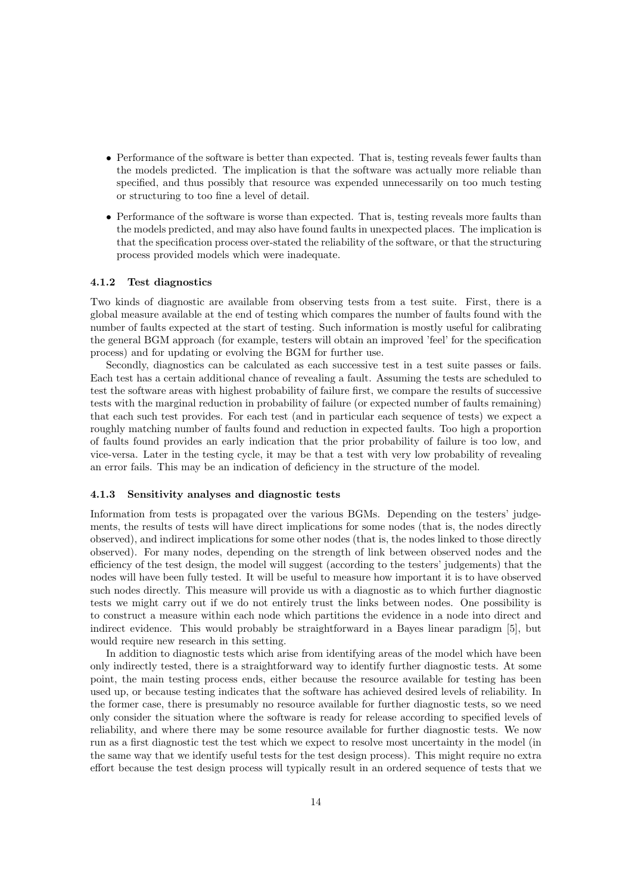- Performance of the software is better than expected. That is, testing reveals fewer faults than the models predicted. The implication is that the software was actually more reliable than specified, and thus possibly that resource was expended unnecessarily on too much testing or structuring to too fine a level of detail.
- Performance of the software is worse than expected. That is, testing reveals more faults than the models predicted, and may also have found faults in unexpected places. The implication is that the specification process over-stated the reliability of the software, or that the structuring process provided models which were inadequate.

#### 4.1.2 Test diagnostics

Two kinds of diagnostic are available from observing tests from a test suite. First, there is a global measure available at the end of testing which compares the number of faults found with the number of faults expected at the start of testing. Such information is mostly useful for calibrating the general BGM approach (for example, testers will obtain an improved 'feel' for the specification process) and for updating or evolving the BGM for further use.

Secondly, diagnostics can be calculated as each successive test in a test suite passes or fails. Each test has a certain additional chance of revealing a fault. Assuming the tests are scheduled to test the software areas with highest probability of failure first, we compare the results of successive tests with the marginal reduction in probability of failure (or expected number of faults remaining) that each such test provides. For each test (and in particular each sequence of tests) we expect a roughly matching number of faults found and reduction in expected faults. Too high a proportion of faults found provides an early indication that the prior probability of failure is too low, and vice-versa. Later in the testing cycle, it may be that a test with very low probability of revealing an error fails. This may be an indication of deficiency in the structure of the model.

#### 4.1.3 Sensitivity analyses and diagnostic tests

Information from tests is propagated over the various BGMs. Depending on the testers' judgements, the results of tests will have direct implications for some nodes (that is, the nodes directly observed), and indirect implications for some other nodes (that is, the nodes linked to those directly observed). For many nodes, depending on the strength of link between observed nodes and the efficiency of the test design, the model will suggest (according to the testers' judgements) that the nodes will have been fully tested. It will be useful to measure how important it is to have observed such nodes directly. This measure will provide us with a diagnostic as to which further diagnostic tests we might carry out if we do not entirely trust the links between nodes. One possibility is to construct a measure within each node which partitions the evidence in a node into direct and indirect evidence. This would probably be straightforward in a Bayes linear paradigm [5], but would require new research in this setting.

In addition to diagnostic tests which arise from identifying areas of the model which have been only indirectly tested, there is a straightforward way to identify further diagnostic tests. At some point, the main testing process ends, either because the resource available for testing has been used up, or because testing indicates that the software has achieved desired levels of reliability. In the former case, there is presumably no resource available for further diagnostic tests, so we need only consider the situation where the software is ready for release according to specified levels of reliability, and where there may be some resource available for further diagnostic tests. We now run as a first diagnostic test the test which we expect to resolve most uncertainty in the model (in the same way that we identify useful tests for the test design process). This might require no extra effort because the test design process will typically result in an ordered sequence of tests that we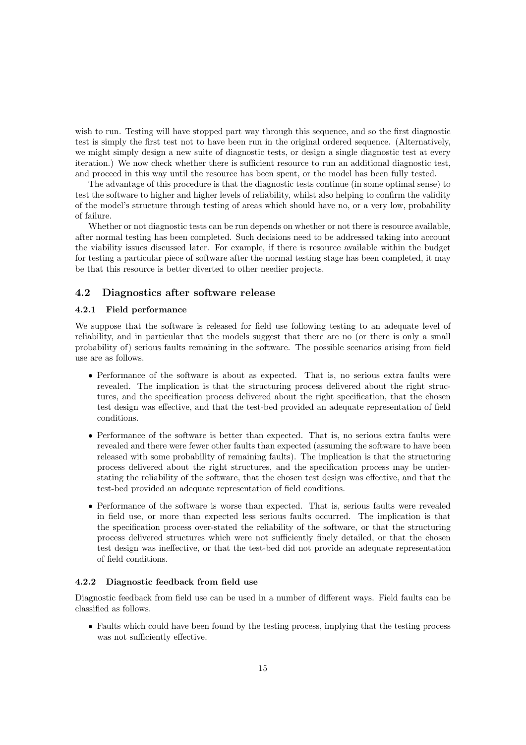wish to run. Testing will have stopped part way through this sequence, and so the first diagnostic test is simply the first test not to have been run in the original ordered sequence. (Alternatively, we might simply design a new suite of diagnostic tests, or design a single diagnostic test at every iteration.) We now check whether there is sufficient resource to run an additional diagnostic test, and proceed in this way until the resource has been spent, or the model has been fully tested.

The advantage of this procedure is that the diagnostic tests continue (in some optimal sense) to test the software to higher and higher levels of reliability, whilst also helping to confirm the validity of the model's structure through testing of areas which should have no, or a very low, probability of failure.

Whether or not diagnostic tests can be run depends on whether or not there is resource available, after normal testing has been completed. Such decisions need to be addressed taking into account the viability issues discussed later. For example, if there is resource available within the budget for testing a particular piece of software after the normal testing stage has been completed, it may be that this resource is better diverted to other needier projects.

## 4.2 Diagnostics after software release

### 4.2.1 Field performance

We suppose that the software is released for field use following testing to an adequate level of reliability, and in particular that the models suggest that there are no (or there is only a small probability of) serious faults remaining in the software. The possible scenarios arising from field use are as follows.

- Performance of the software is about as expected. That is, no serious extra faults were revealed. The implication is that the structuring process delivered about the right structures, and the specification process delivered about the right specification, that the chosen test design was effective, and that the test-bed provided an adequate representation of field conditions.
- Performance of the software is better than expected. That is, no serious extra faults were revealed and there were fewer other faults than expected (assuming the software to have been released with some probability of remaining faults). The implication is that the structuring process delivered about the right structures, and the specification process may be understating the reliability of the software, that the chosen test design was effective, and that the test-bed provided an adequate representation of field conditions.
- Performance of the software is worse than expected. That is, serious faults were revealed in field use, or more than expected less serious faults occurred. The implication is that the specification process over-stated the reliability of the software, or that the structuring process delivered structures which were not sufficiently finely detailed, or that the chosen test design was ineffective, or that the test-bed did not provide an adequate representation of field conditions.

### 4.2.2 Diagnostic feedback from field use

Diagnostic feedback from field use can be used in a number of different ways. Field faults can be classified as follows.

- Faults which could have been found by the testing process, implying that the testing process was not sufficiently effective.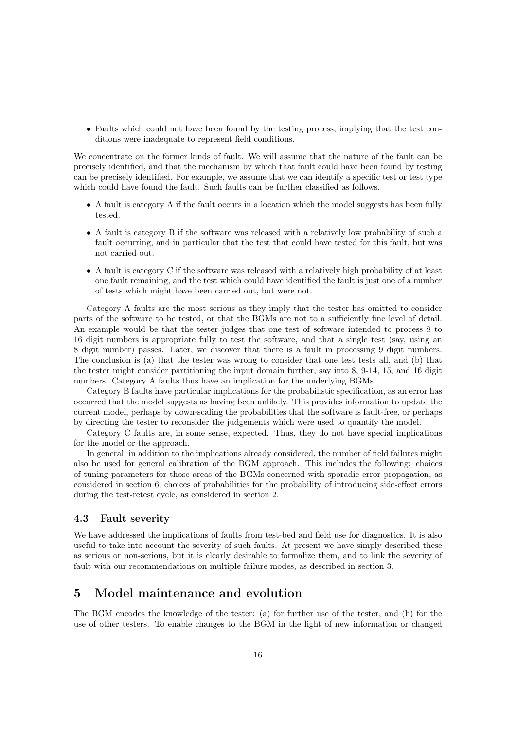- Faults which could not have been found by the testing process, implying that the test conditions were inadequate to represent field conditions.

We concentrate on the former kinds of fault. We will assume that the nature of the fault can be precisely identified, and that the mechanism by which that fault could have been found by testing can be precisely identified. For example, we assume that we can identify a specific test or test type which could have found the fault. Such faults can be further classified as follows.

- A fault is category A if the fault occurs in a location which the model suggests has been fully tested.
- A fault is category B if the software was released with a relatively low probability of such a fault occurring, and in particular that the test that could have tested for this fault, but was not carried out.
- A fault is category C if the software was released with a relatively high probability of at least one fault remaining, and the test which could have identified the fault is just one of a number of tests which might have been carried out, but were not.

Category A faults are the most serious as they imply that the tester has omitted to consider parts of the software to be tested, or that the BGMs are not to a sufficiently fine level of detail. An example would be that the tester judges that one test of software intended to process 8 to 16 digit numbers is appropriate fully to test the software, and that a single test (say, using an 8 digit number) passes. Later, we discover that there is a fault in processing 9 digit numbers. The conclusion is (a) that the tester was wrong to consider that one test tests all, and (b) that the tester might consider partitioning the input domain further, say into 8, 9-14, 15, and 16 digit numbers. Category A faults thus have an implication for the underlying BGMs.

Category B faults have particular implications for the probabilistic specification, as an error has occurred that the model suggests as having been unlikely. This provides information to update the current model, perhaps by down-scaling the probabilities that the software is fault-free, or perhaps by directing the tester to reconsider the judgements which were used to quantify the model.

Category C faults are, in some sense, expected. Thus, they do not have special implications for the model or the approach.

In general, in addition to the implications already considered, the number of field failures might also be used for general calibration of the BGM approach. This includes the following: choices of tuning parameters for those areas of the BGMs concerned with sporadic error propagation, as considered in section 6; choices of probabilities for the probability of introducing side-effect errors during the test-retest cycle, as considered in section 2.

### 4.3 Fault severity

We have addressed the implications of faults from test-bed and field use for diagnostics. It is also useful to take into account the severity of such faults. At present we have simply described these as serious or non-serious, but it is clearly desirable to formalize them, and to link the severity of fault with our recommendations on multiple failure modes, as described in section 3.

## 5 Model maintenance and evolution

The BGM encodes the knowledge of the tester: (a) for further use of the tester, and (b) for the use of other testers. To enable changes to the BGM in the light of new information or changed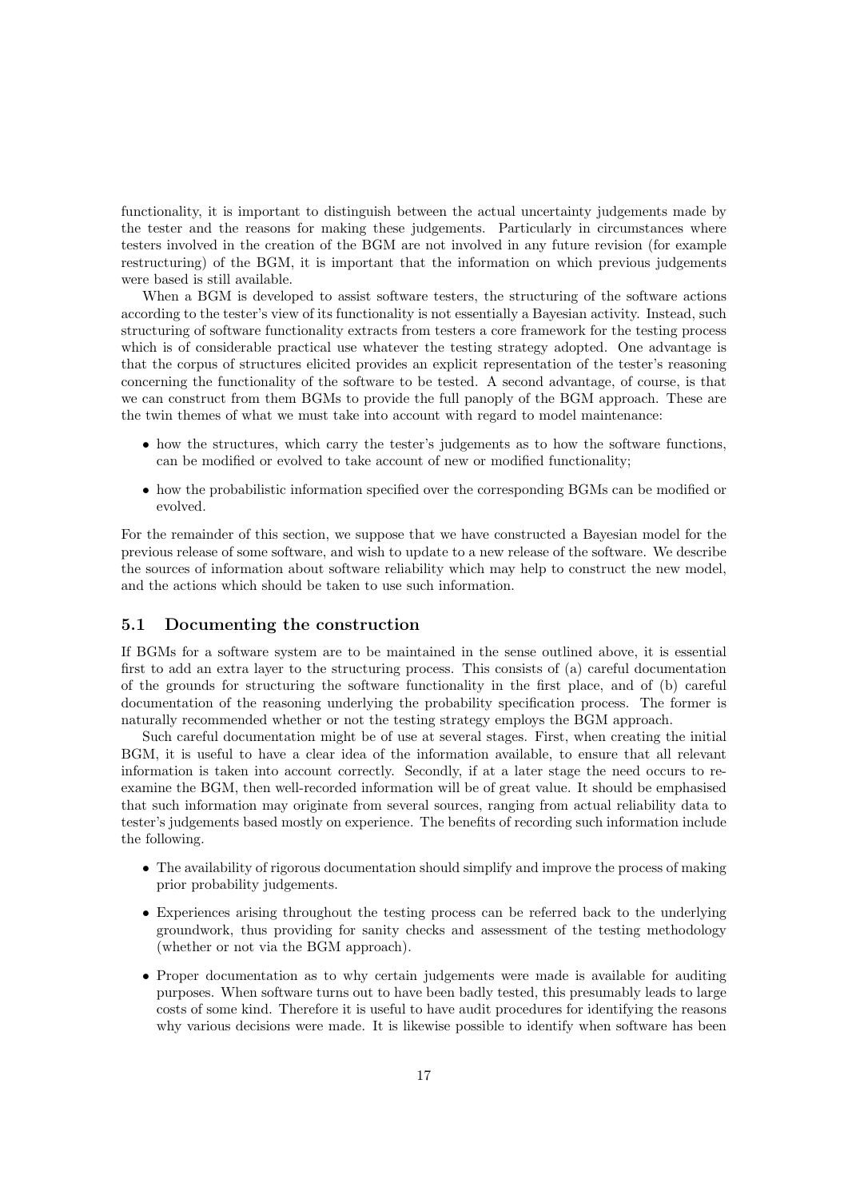functionality, it is important to distinguish between the actual uncertainty judgements made by the tester and the reasons for making these judgements. Particularly in circumstances where testers involved in the creation of the BGM are not involved in any future revision (for example restructuring) of the BGM, it is important that the information on which previous judgements were based is still available.

When a BGM is developed to assist software testers, the structuring of the software actions according to the tester's view of its functionality is not essentially a Bayesian activity. Instead, such structuring of software functionality extracts from testers a core framework for the testing process which is of considerable practical use whatever the testing strategy adopted. One advantage is that the corpus of structures elicited provides an explicit representation of the tester's reasoning concerning the functionality of the software to be tested. A second advantage, of course, is that we can construct from them BGMs to provide the full panoply of the BGM approach. These are the twin themes of what we must take into account with regard to model maintenance:

- how the structures, which carry the tester's judgements as to how the software functions, can be modified or evolved to take account of new or modified functionality;
- how the probabilistic information specified over the corresponding BGMs can be modified or evolved.

For the remainder of this section, we suppose that we have constructed a Bayesian model for the previous release of some software, and wish to update to a new release of the software. We describe the sources of information about software reliability which may help to construct the new model, and the actions which should be taken to use such information.

## 5.1 Documenting the construction

If BGMs for a software system are to be maintained in the sense outlined above, it is essential first to add an extra layer to the structuring process. This consists of (a) careful documentation of the grounds for structuring the software functionality in the first place, and of (b) careful documentation of the reasoning underlying the probability specification process. The former is naturally recommended whether or not the testing strategy employs the BGM approach.

Such careful documentation might be of use at several stages. First, when creating the initial BGM, it is useful to have a clear idea of the information available, to ensure that all relevant information is taken into account correctly. Secondly, if at a later stage the need occurs to re-examine the BGM, then well-recorded information will be of great value. It should be emphasised that such information may originate from several sources, ranging from actual reliability data to tester's judgements based mostly on experience. The benefits of recording such information include the following.

- The availability of rigorous documentation should simplify and improve the process of making prior probability judgements.
- Experiences arising throughout the testing process can be referred back to the underlying groundwork, thus providing for sanity checks and assessment of the testing methodology (whether or not via the BGM approach).
- Proper documentation as to why certain judgements were made is available for auditing purposes. When software turns out to have been badly tested, this presumably leads to large costs of some kind. Therefore it is useful to have audit procedures for identifying the reasons why various decisions were made. It is likewise possible to identify when software has been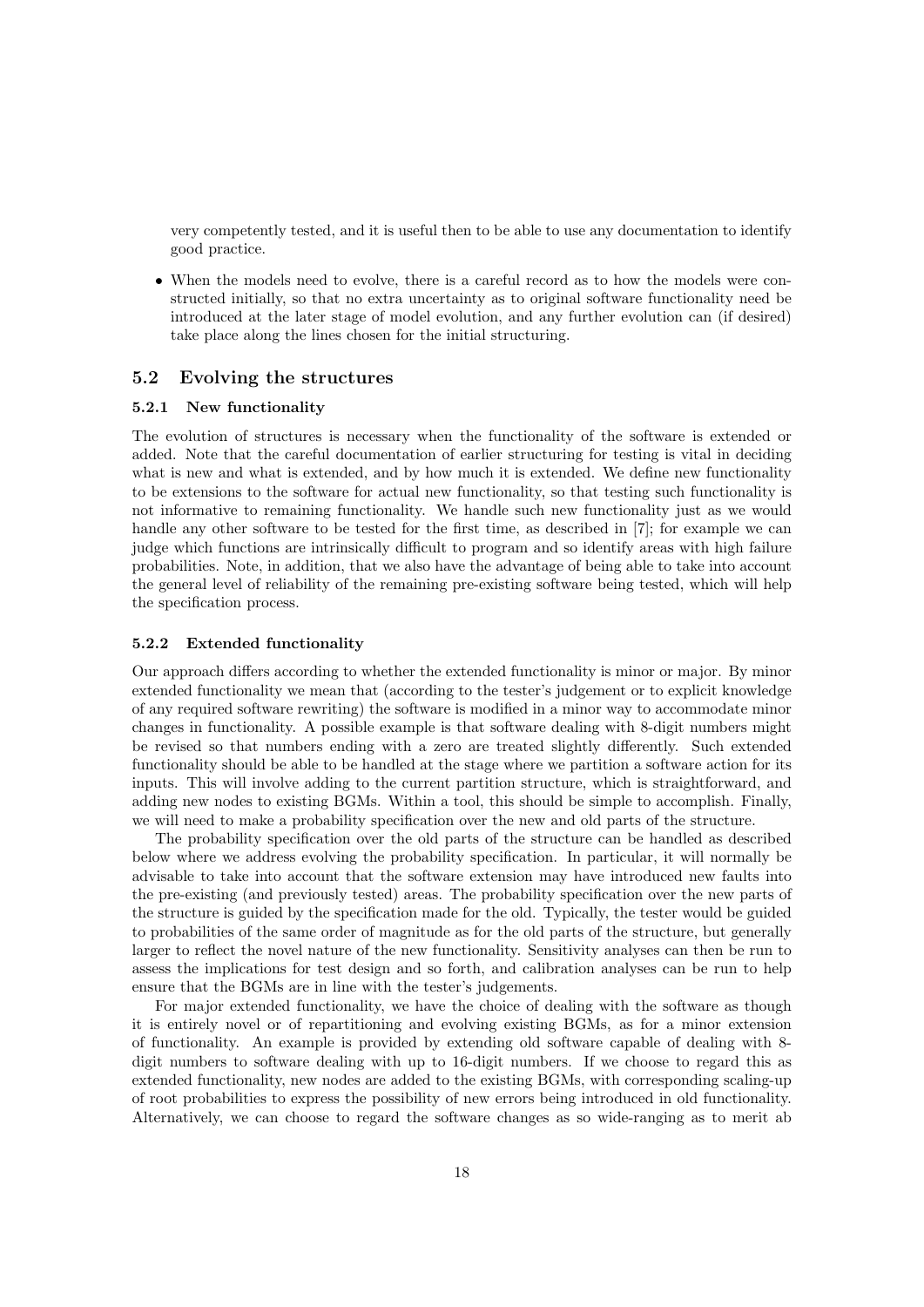very competently tested, and it is useful then to be able to use any documentation to identify good practice.

- When the models need to evolve, there is a careful record as to how the models were constructed initially, so that no extra uncertainty as to original software functionality need be introduced at the later stage of model evolution, and any further evolution can (if desired) take place along the lines chosen for the initial structuring.

## 5.2 Evolving the structures

### 5.2.1 New functionality

The evolution of structures is necessary when the functionality of the software is extended or added. Note that the careful documentation of earlier structuring for testing is vital in deciding what is new and what is extended, and by how much it is extended. We define new functionality to be extensions to the software for actual new functionality, so that testing such functionality is not informative to remaining functionality. We handle such new functionality just as we would handle any other software to be tested for the first time, as described in [7]; for example we can judge which functions are intrinsically difficult to program and so identify areas with high failure probabilities. Note, in addition, that we also have the advantage of being able to take into account the general level of reliability of the remaining pre-existing software being tested, which will help the specification process.

### 5.2.2 Extended functionality

Our approach differs according to whether the extended functionality is minor or major. By minor extended functionality we mean that (according to the tester's judgement or to explicit knowledge of any required software rewriting) the software is modified in a minor way to accommodate minor changes in functionality. A possible example is that software dealing with 8-digit numbers might be revised so that numbers ending with a zero are treated slightly differently. Such extended functionality should be able to be handled at the stage where we partition a software action for its inputs. This will involve adding to the current partition structure, which is straightforward, and adding new nodes to existing BGMs. Within a tool, this should be simple to accomplish. Finally, we will need to make a probability specification over the new and old parts of the structure.

The probability specification over the old parts of the structure can be handled as described below where we address evolving the probability specification. In particular, it will normally be advisable to take into account that the software extension may have introduced new faults into the pre-existing (and previously tested) areas. The probability specification over the new parts of the structure is guided by the specification made for the old. Typically, the tester would be guided to probabilities of the same order of magnitude as for the old parts of the structure, but generally larger to reflect the novel nature of the new functionality. Sensitivity analyses can then be run to assess the implications for test design and so forth, and calibration analyses can be run to help ensure that the BGMs are in line with the tester's judgements.

For major extended functionality, we have the choice of dealing with the software as though it is entirely novel or of repartitioning and evolving existing BGMs, as for a minor extension of functionality. An example is provided by extending old software capable of dealing with 8-digit numbers to software dealing with up to 16-digit numbers. If we choose to regard this as extended functionality, new nodes are added to the existing BGMs, with corresponding scaling-up of root probabilities to express the possibility of new errors being introduced in old functionality. Alternatively, we can choose to regard the software changes as so wide-ranging as to merit ab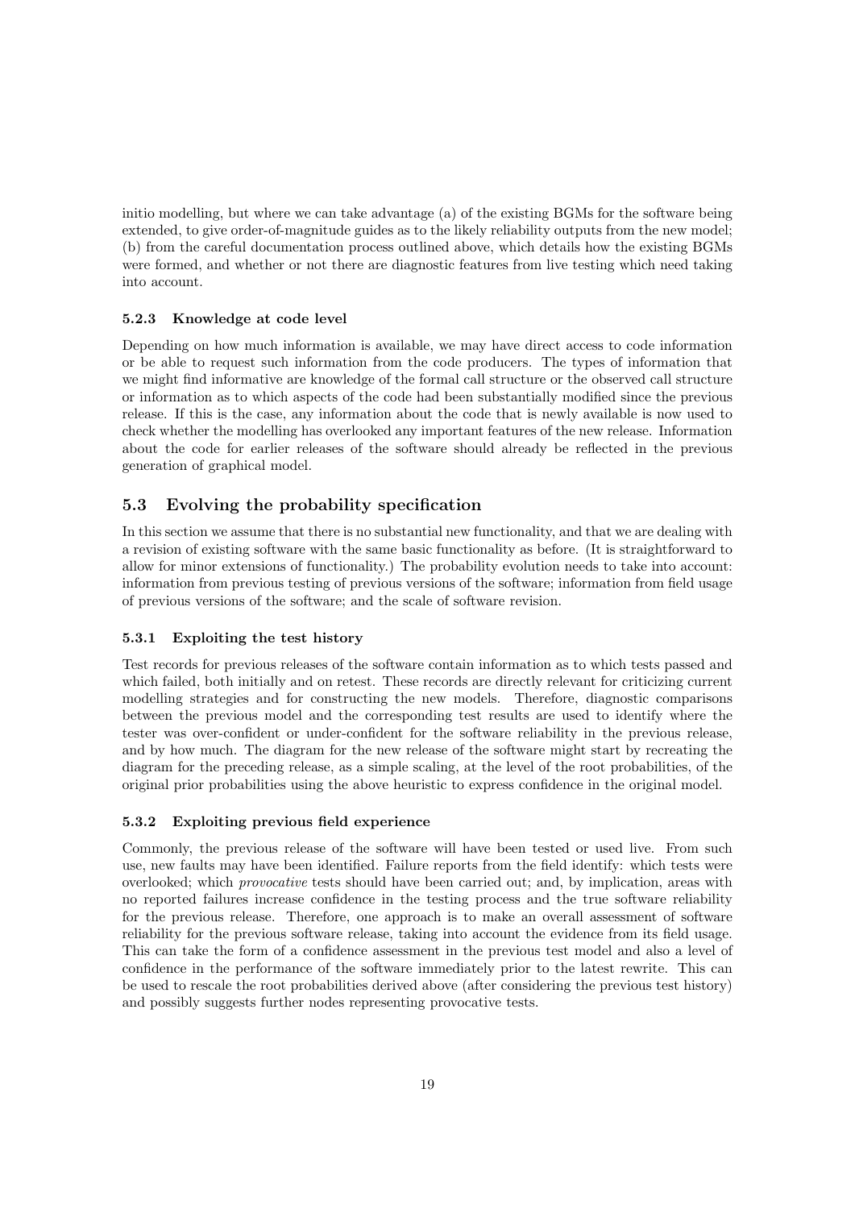initio modelling, but where we can take advantage (a) of the existing BGMs for the software being extended, to give order-of-magnitude guides as to the likely reliability outputs from the new model; (b) from the careful documentation process outlined above, which details how the existing BGMs were formed, and whether or not there are diagnostic features from live testing which need taking into account.

### 5.2.3 Knowledge at code level

Depending on how much information is available, we may have direct access to code information or be able to request such information from the code producers. The types of information that we might find informative are knowledge of the formal call structure or the observed call structure or information as to which aspects of the code had been substantially modified since the previous release. If this is the case, any information about the code that is newly available is now used to check whether the modelling has overlooked any important features of the new release. Information about the code for earlier releases of the software should already be reflected in the previous generation of graphical model.

## 5.3 Evolving the probability specification

In this section we assume that there is no substantial new functionality, and that we are dealing with a revision of existing software with the same basic functionality as before. (It is straightforward to allow for minor extensions of functionality.) The probability evolution needs to take into account: information from previous testing of previous versions of the software; information from field usage of previous versions of the software; and the scale of software revision.

### 5.3.1 Exploiting the test history

Test records for previous releases of the software contain information as to which tests passed and which failed, both initially and on retest. These records are directly relevant for criticizing current modelling strategies and for constructing the new models. Therefore, diagnostic comparisons between the previous model and the corresponding test results are used to identify where the tester was over-confident or under-confident for the software reliability in the previous release, and by how much. The diagram for the new release of the software might start by recreating the diagram for the preceding release, as a simple scaling, at the level of the root probabilities, of the original prior probabilities using the above heuristic to express confidence in the original model.

### 5.3.2 Exploiting previous field experience

Commonly, the previous release of the software will have been tested or used live. From such use, new faults may have been identified. Failure reports from the field identify: which tests were overlooked; which *provocative* tests should have been carried out; and, by implication, areas with no reported failures increase confidence in the testing process and the true software reliability for the previous release. Therefore, one approach is to make an overall assessment of software reliability for the previous software release, taking into account the evidence from its field usage. This can take the form of a confidence assessment in the previous test model and also a level of confidence in the performance of the software immediately prior to the latest rewrite. This can be used to rescale the root probabilities derived above (after considering the previous test history) and possibly suggests further nodes representing provocative tests.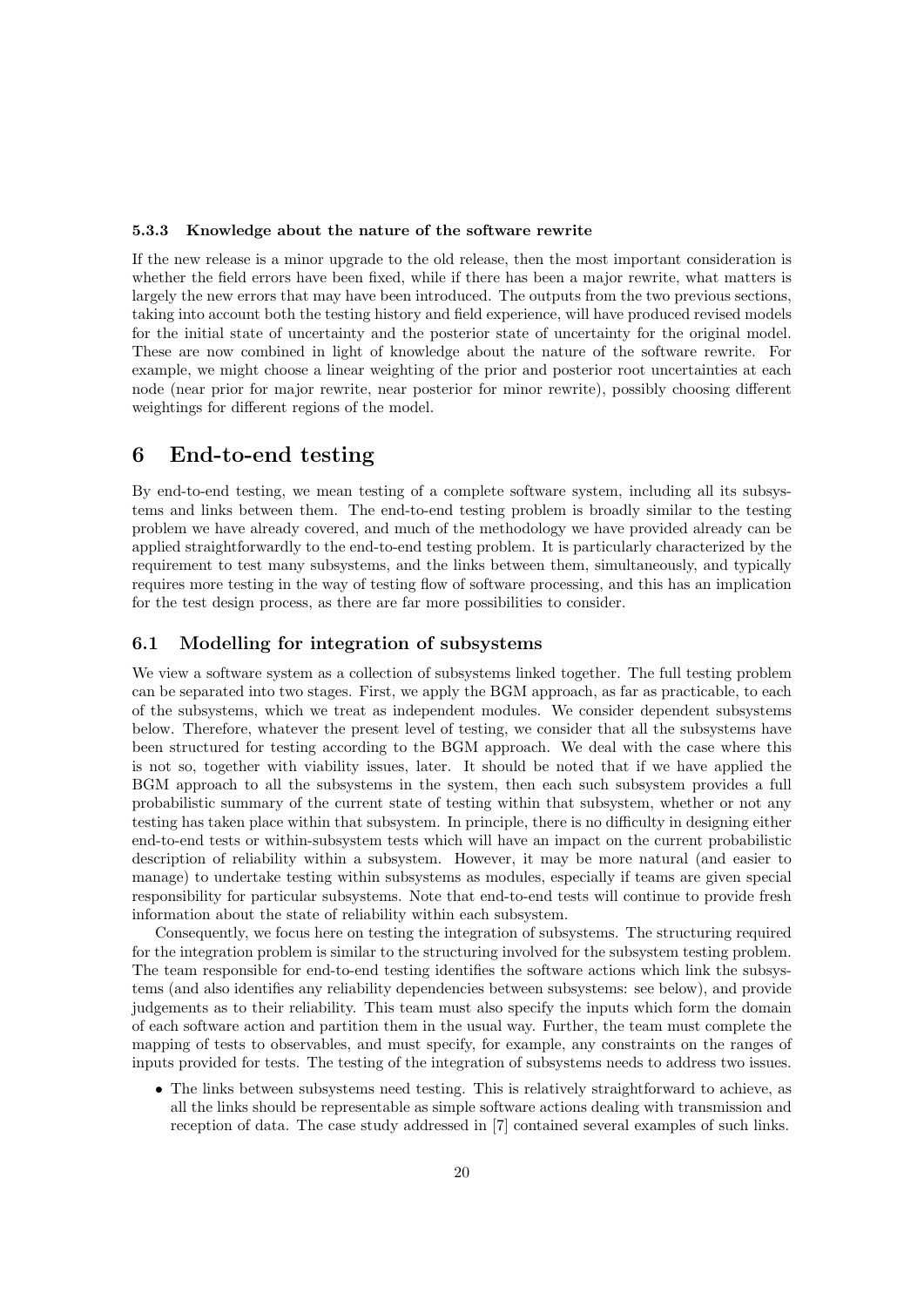#### 5.3.3 Knowledge about the nature of the software rewrite

If the new release is a minor upgrade to the old release, then the most important consideration is whether the field errors have been fixed, while if there has been a major rewrite, what matters is largely the new errors that may have been introduced. The outputs from the two previous sections, taking into account both the testing history and field experience, will have produced revised models for the initial state of uncertainty and the posterior state of uncertainty for the original model. These are now combined in light of knowledge about the nature of the software rewrite. For example, we might choose a linear weighting of the prior and posterior root uncertainties at each node (near prior for major rewrite, near posterior for minor rewrite), possibly choosing different weightings for different regions of the model.

# 6 End-to-end testing

By end-to-end testing, we mean testing of a complete software system, including all its subsystems and links between them. The end-to-end testing problem is broadly similar to the testing problem we have already covered, and much of the methodology we have provided already can be applied straightforwardly to the end-to-end testing problem. It is particularly characterized by the requirement to test many subsystems, and the links between them, simultaneously, and typically requires more testing in the way of testing flow of software processing, and this has an implication for the test design process, as there are far more possibilities to consider.

## 6.1 Modelling for integration of subsystems

We view a software system as a collection of subsystems linked together. The full testing problem can be separated into two stages. First, we apply the BGM approach, as far as practicable, to each of the subsystems, which we treat as independent modules. We consider dependent subsystems below. Therefore, whatever the present level of testing, we consider that all the subsystems have been structured for testing according to the BGM approach. We deal with the case where this is not so, together with viability issues, later. It should be noted that if we have applied the BGM approach to all the subsystems in the system, then each such subsystem provides a full probabilistic summary of the current state of testing within that subsystem, whether or not any testing has taken place within that subsystem. In principle, there is no difficulty in designing either end-to-end tests or within-subsystem tests which will have an impact on the current probabilistic description of reliability within a subsystem. However, it may be more natural (and easier to manage) to undertake testing within subsystems as modules, especially if teams are given special responsibility for particular subsystems. Note that end-to-end tests will continue to provide fresh information about the state of reliability within each subsystem.

Consequently, we focus here on testing the integration of subsystems. The structuring required for the integration problem is similar to the structuring involved for the subsystem testing problem. The team responsible for end-to-end testing identifies the software actions which link the subsystems (and also identifies any reliability dependencies between subsystems: see below), and provide judgements as to their reliability. This team must also specify the inputs which form the domain of each software action and partition them in the usual way. Further, the team must complete the mapping of tests to observables, and must specify, for example, any constraints on the ranges of inputs provided for tests. The testing of the integration of subsystems needs to address two issues.

- The links between subsystems need testing. This is relatively straightforward to achieve, as all the links should be representable as simple software actions dealing with transmission and reception of data. The case study addressed in [7] contained several examples of such links.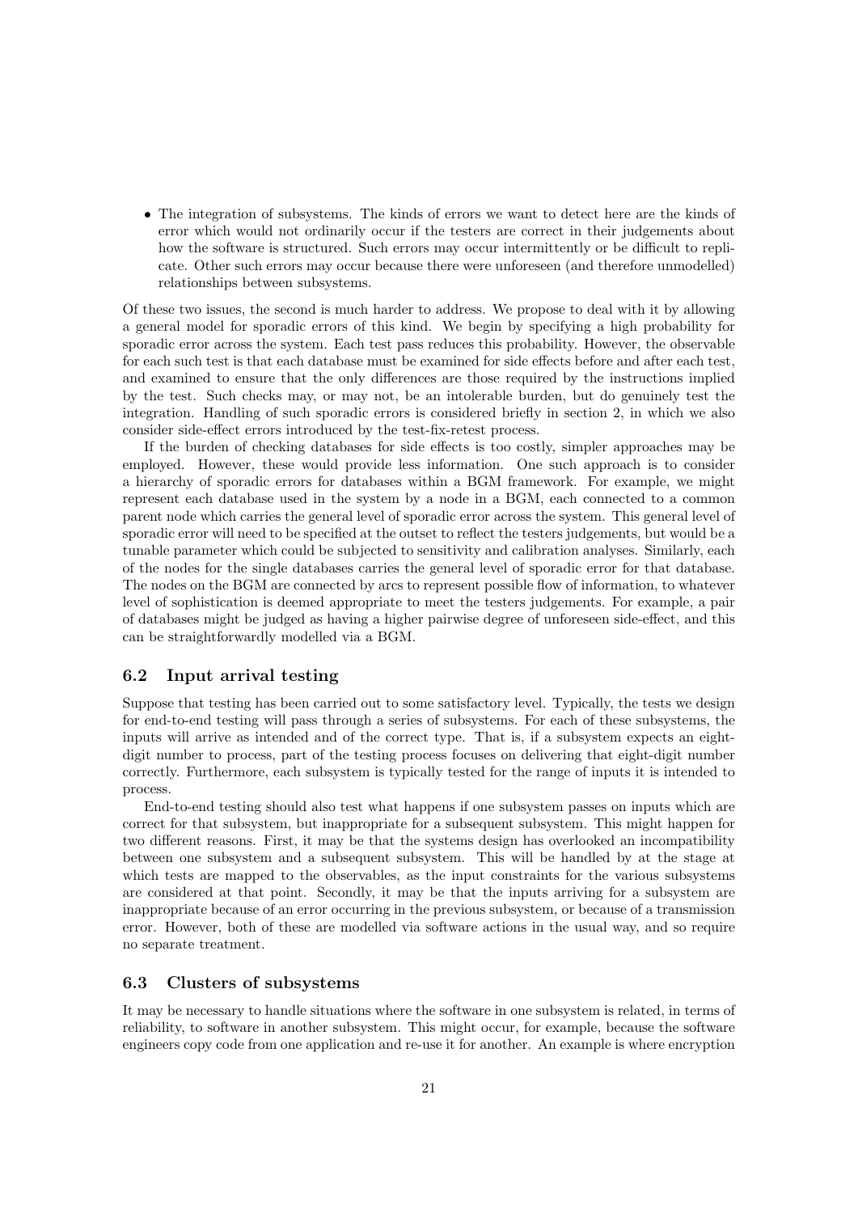- The integration of subsystems. The kinds of errors we want to detect here are the kinds of error which would not ordinarily occur if the testers are correct in their judgements about how the software is structured. Such errors may occur intermittently or be difficult to replicate. Other such errors may occur because there were unforeseen (and therefore unmodelled) relationships between subsystems.

Of these two issues, the second is much harder to address. We propose to deal with it by allowing a general model for sporadic errors of this kind. We begin by specifying a high probability for sporadic error across the system. Each test pass reduces this probability. However, the observable for each such test is that each database must be examined for side effects before and after each test, and examined to ensure that the only differences are those required by the instructions implied by the test. Such checks may, or may not, be an intolerable burden, but do genuinely test the integration. Handling of such sporadic errors is considered briefly in section 2, in which we also consider side-effect errors introduced by the test-fix-retest process.

If the burden of checking databases for side effects is too costly, simpler approaches may be employed. However, these would provide less information. One such approach is to consider a hierarchy of sporadic errors for databases within a BGM framework. For example, we might represent each database used in the system by a node in a BGM, each connected to a common parent node which carries the general level of sporadic error across the system. This general level of sporadic error will need to be specified at the outset to reflect the testers judgements, but would be a tunable parameter which could be subjected to sensitivity and calibration analyses. Similarly, each of the nodes for the single databases carries the general level of sporadic error for that database. The nodes on the BGM are connected by arcs to represent possible flow of information, to whatever level of sophistication is deemed appropriate to meet the testers judgements. For example, a pair of databases might be judged as having a higher pairwise degree of unforeseen side-effect, and this can be straightforwardly modelled via a BGM.

### 6.2 Input arrival testing

Suppose that testing has been carried out to some satisfactory level. Typically, the tests we design for end-to-end testing will pass through a series of subsystems. For each of these subsystems, the inputs will arrive as intended and of the correct type. That is, if a subsystem expects an eight-digit number to process, part of the testing process focuses on delivering that eight-digit number correctly. Furthermore, each subsystem is typically tested for the range of inputs it is intended to process.

End-to-end testing should also test what happens if one subsystem passes on inputs which are correct for that subsystem, but inappropriate for a subsequent subsystem. This might happen for two different reasons. First, it may be that the systems design has overlooked an incompatibility between one subsystem and a subsequent subsystem. This will be handled by at the stage at which tests are mapped to the observables, as the input constraints for the various subsystems are considered at that point. Secondly, it may be that the inputs arriving for a subsystem are inappropriate because of an error occurring in the previous subsystem, or because of a transmission error. However, both of these are modelled via software actions in the usual way, and so require no separate treatment.

### 6.3 Clusters of subsystems

It may be necessary to handle situations where the software in one subsystem is related, in terms of reliability, to software in another subsystem. This might occur, for example, because the software engineers copy code from one application and re-use it for another. An example is where encryption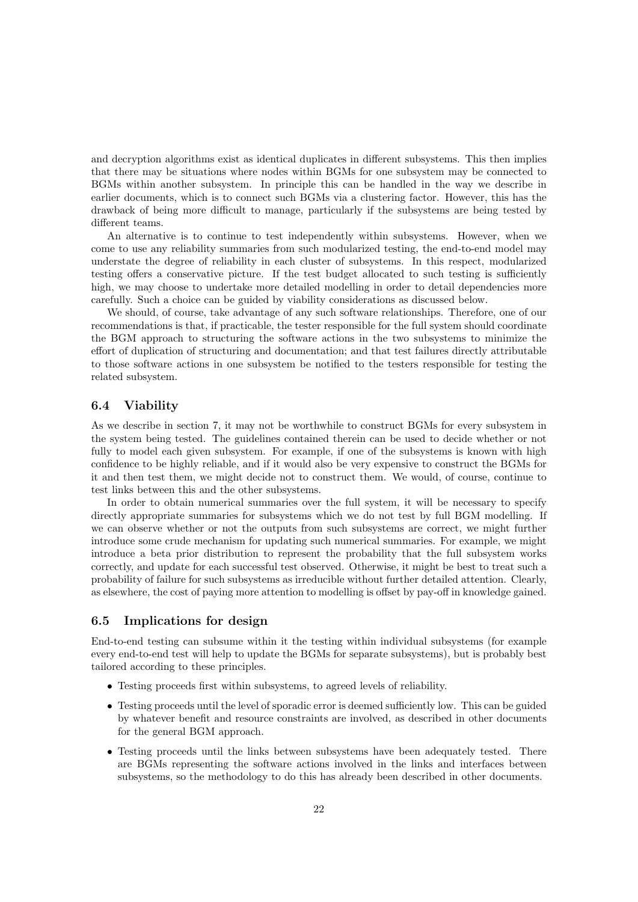and decryption algorithms exist as identical duplicates in different subsystems. This then implies that there may be situations where nodes within BGMs for one subsystem may be connected to BGMs within another subsystem. In principle this can be handled in the way we describe in earlier documents, which is to connect such BGMs via a clustering factor. However, this has the drawback of being more difficult to manage, particularly if the subsystems are being tested by different teams.

An alternative is to continue to test independently within subsystems. However, when we come to use any reliability summaries from such modularized testing, the end-to-end model may understate the degree of reliability in each cluster of subsystems. In this respect, modularized testing offers a conservative picture. If the test budget allocated to such testing is sufficiently high, we may choose to undertake more detailed modelling in order to detail dependencies more carefully. Such a choice can be guided by viability considerations as discussed below.

We should, of course, take advantage of any such software relationships. Therefore, one of our recommendations is that, if practicable, the tester responsible for the full system should coordinate the BGM approach to structuring the software actions in the two subsystems to minimize the effort of duplication of structuring and documentation; and that test failures directly attributable to those software actions in one subsystem be notified to the testers responsible for testing the related subsystem.

### 6.4 Viability

As we describe in section 7, it may not be worthwhile to construct BGMs for every subsystem in the system being tested. The guidelines contained therein can be used to decide whether or not fully to model each given subsystem. For example, if one of the subsystems is known with high confidence to be highly reliable, and if it would also be very expensive to construct the BGMs for it and then test them, we might decide not to construct them. We would, of course, continue to test links between this and the other subsystems.

In order to obtain numerical summaries over the full system, it will be necessary to specify directly appropriate summaries for subsystems which we do not test by full BGM modelling. If we can observe whether or not the outputs from such subsystems are correct, we might further introduce some crude mechanism for updating such numerical summaries. For example, we might introduce a beta prior distribution to represent the probability that the full subsystem works correctly, and update for each successful test observed. Otherwise, it might be best to treat such a probability of failure for such subsystems as irreducible without further detailed attention. Clearly, as elsewhere, the cost of paying more attention to modelling is offset by pay-off in knowledge gained.

### 6.5 Implications for design

End-to-end testing can subsume within it the testing within individual subsystems (for example every end-to-end test will help to update the BGMs for separate subsystems), but is probably best tailored according to these principles.

- Testing proceeds first within subsystems, to agreed levels of reliability.
- Testing proceeds until the level of sporadic error is deemed sufficiently low. This can be guided by whatever benefit and resource constraints are involved, as described in other documents for the general BGM approach.
- Testing proceeds until the links between subsystems have been adequately tested. There are BGMs representing the software actions involved in the links and interfaces between subsystems, so the methodology to do this has already been described in other documents.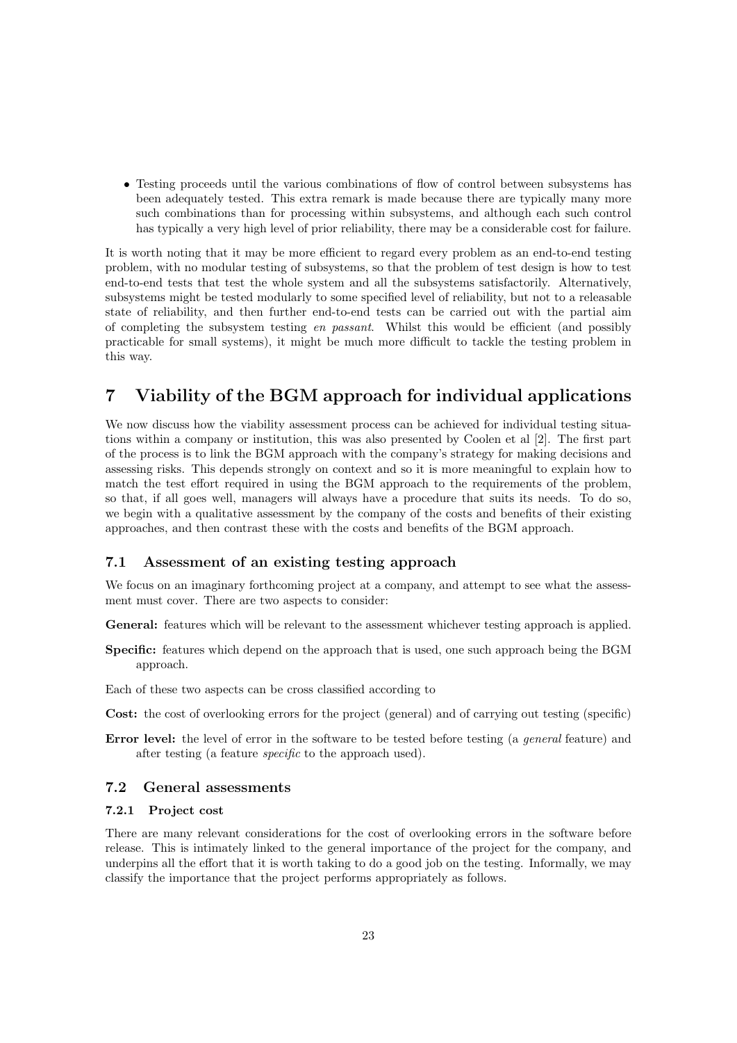- Testing proceeds until the various combinations of flow of control between subsystems has been adequately tested. This extra remark is made because there are typically many more such combinations than for processing within subsystems, and although each such control has typically a very high level of prior reliability, there may be a considerable cost for failure.

It is worth noting that it may be more efficient to regard every problem as an end-to-end testing problem, with no modular testing of subsystems, so that the problem of test design is how to test end-to-end tests that test the whole system and all the subsystems satisfactorily. Alternatively, subsystems might be tested modularly to some specified level of reliability, but not to a releasable state of reliability, and then further end-to-end tests can be carried out with the partial aim of completing the subsystem testing *en passant*. Whilst this would be efficient (and possibly practicable for small systems), it might be much more difficult to tackle the testing problem in this way.

# 7 Viability of the BGM approach for individual applications

We now discuss how the viability assessment process can be achieved for individual testing situations within a company or institution, this was also presented by Coolen et al [2]. The first part of the process is to link the BGM approach with the company's strategy for making decisions and assessing risks. This depends strongly on context and so it is more meaningful to explain how to match the test effort required in using the BGM approach to the requirements of the problem, so that, if all goes well, managers will always have a procedure that suits its needs. To do so, we begin with a qualitative assessment by the company of the costs and benefits of their existing approaches, and then contrast these with the costs and benefits of the BGM approach.

## 7.1 Assessment of an existing testing approach

We focus on an imaginary forthcoming project at a company, and attempt to see what the assessment must cover. There are two aspects to consider:

**General:** features which will be relevant to the assessment whichever testing approach is applied.

**Specific:** features which depend on the approach that is used, one such approach being the BGM approach.

Each of these two aspects can be cross classified according to

**Cost:** the cost of overlooking errors for the project (general) and of carrying out testing (specific)

**Error level:** the level of error in the software to be tested before testing (a *general* feature) and after testing (a feature *specific* to the approach used).

## 7.2 General assessments

### 7.2.1 Project cost

There are many relevant considerations for the cost of overlooking errors in the software before release. This is intimately linked to the general importance of the project for the company, and underpins all the effort that it is worth taking to do a good job on the testing. Informally, we may classify the importance that the project performs appropriately as follows.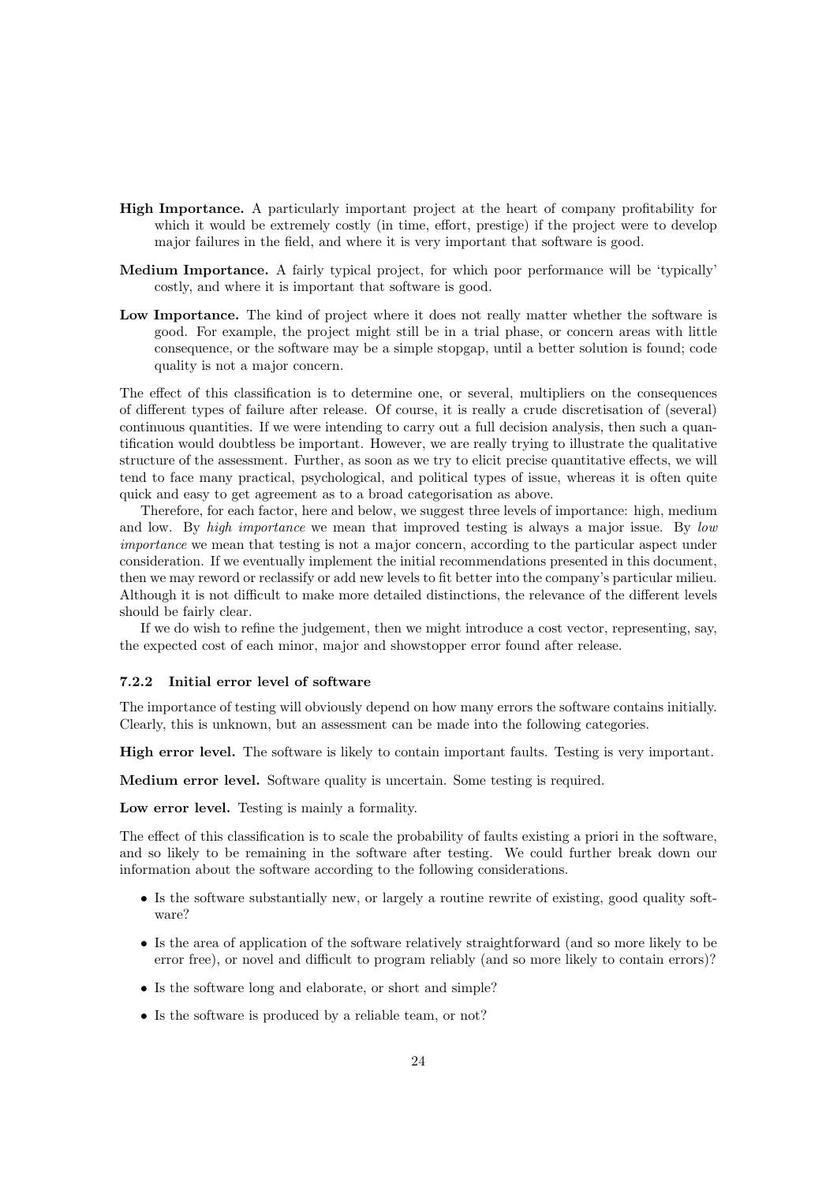**High Importance.** A particularly important project at the heart of company profitability for which it would be extremely costly (in time, effort, prestige) if the project were to develop major failures in the field, and where it is very important that software is good.

**Medium Importance.** A fairly typical project, for which poor performance will be 'typically' costly, and where it is important that software is good.

**Low Importance.** The kind of project where it does not really matter whether the software is good. For example, the project might still be in a trial phase, or concern areas with little consequence, or the software may be a simple stopgap, until a better solution is found; code quality is not a major concern.

The effect of this classification is to determine one, or several, multipliers on the consequences of different types of failure after release. Of course, it is really a crude discretisation of (several) continuous quantities. If we were intending to carry out a full decision analysis, then such a quantification would doubtless be important. However, we are really trying to illustrate the qualitative structure of the assessment. Further, as soon as we try to elicit precise quantitative effects, we will tend to face many practical, psychological, and political types of issue, whereas it is often quite quick and easy to get agreement as to a broad categorisation as above.

Therefore, for each factor, here and below, we suggest three levels of importance: high, medium and low. By *high importance* we mean that improved testing is always a major issue. By *low importance* we mean that testing is not a major concern, according to the particular aspect under consideration. If we eventually implement the initial recommendations presented in this document, then we may reword or reclassify or add new levels to fit better into the company's particular milieu. Although it is not difficult to make more detailed distinctions, the relevance of the different levels should be fairly clear.

If we do wish to refine the judgement, then we might introduce a cost vector, representing, say, the expected cost of each minor, major and showstopper error found after release.

### 7.2.2 Initial error level of software

The importance of testing will obviously depend on how many errors the software contains initially. Clearly, this is unknown, but an assessment can be made into the following categories.

**High error level.** The software is likely to contain important faults. Testing is very important.

**Medium error level.** Software quality is uncertain. Some testing is required.

**Low error level.** Testing is mainly a formality.

The effect of this classification is to scale the probability of faults existing a priori in the software, and so likely to be remaining in the software after testing. We could further break down our information about the software according to the following considerations.

- Is the software substantially new, or largely a routine rewrite of existing, good quality software?
- Is the area of application of the software relatively straightforward (and so more likely to be error free), or novel and difficult to program reliably (and so more likely to contain errors)?
- Is the software long and elaborate, or short and simple?
- Is the software is produced by a reliable team, or not?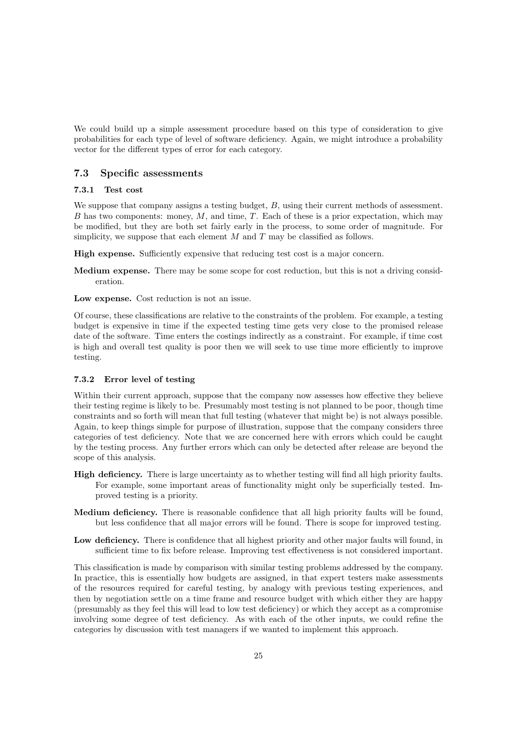We could build up a simple assessment procedure based on this type of consideration to give probabilities for each type of level of software deficiency. Again, we might introduce a probability vector for the different types of error for each category.

## 7.3 Specific assessments

### 7.3.1 Test cost

We suppose that company assigns a testing budget, $B$, using their current methods of assessment. $B$ has two components: money, $M$, and time, $T$. Each of these is a prior expectation, which may be modified, but they are both set fairly early in the process, to some order of magnitude. For simplicity, we suppose that each element $M$ and $T$ may be classified as follows.

**High expense.** Sufficiently expensive that reducing test cost is a major concern.

**Medium expense.** There may be some scope for cost reduction, but this is not a driving consideration.

**Low expense.** Cost reduction is not an issue.

Of course, these classifications are relative to the constraints of the problem. For example, a testing budget is expensive in time if the expected testing time gets very close to the promised release date of the software. Time enters the costings indirectly as a constraint. For example, if time cost is high and overall test quality is poor then we will seek to use time more efficiently to improve testing.

### 7.3.2 Error level of testing

Within their current approach, suppose that the company now assesses how effective they believe their testing regime is likely to be. Presumably most testing is not planned to be poor, though time constraints and so forth will mean that full testing (whatever that might be) is not always possible. Again, to keep things simple for purpose of illustration, suppose that the company considers three categories of test deficiency. Note that we are concerned here with errors which could be caught by the testing process. Any further errors which can only be detected after release are beyond the scope of this analysis.

**High deficiency.** There is large uncertainty as to whether testing will find all high priority faults. For example, some important areas of functionality might only be superficially tested. Improved testing is a priority.

**Medium deficiency.** There is reasonable confidence that all high priority faults will be found, but less confidence that all major errors will be found. There is scope for improved testing.

**Low deficiency.** There is confidence that all highest priority and other major faults will found, in sufficient time to fix before release. Improving test effectiveness is not considered important.

This classification is made by comparison with similar testing problems addressed by the company. In practice, this is essentially how budgets are assigned, in that expert testers make assessments of the resources required for careful testing, by analogy with previous testing experiences, and then by negotiation settle on a time frame and resource budget with which either they are happy (presumably as they feel this will lead to low test deficiency) or which they accept as a compromise involving some degree of test deficiency. As with each of the other inputs, we could refine the categories by discussion with test managers if we wanted to implement this approach.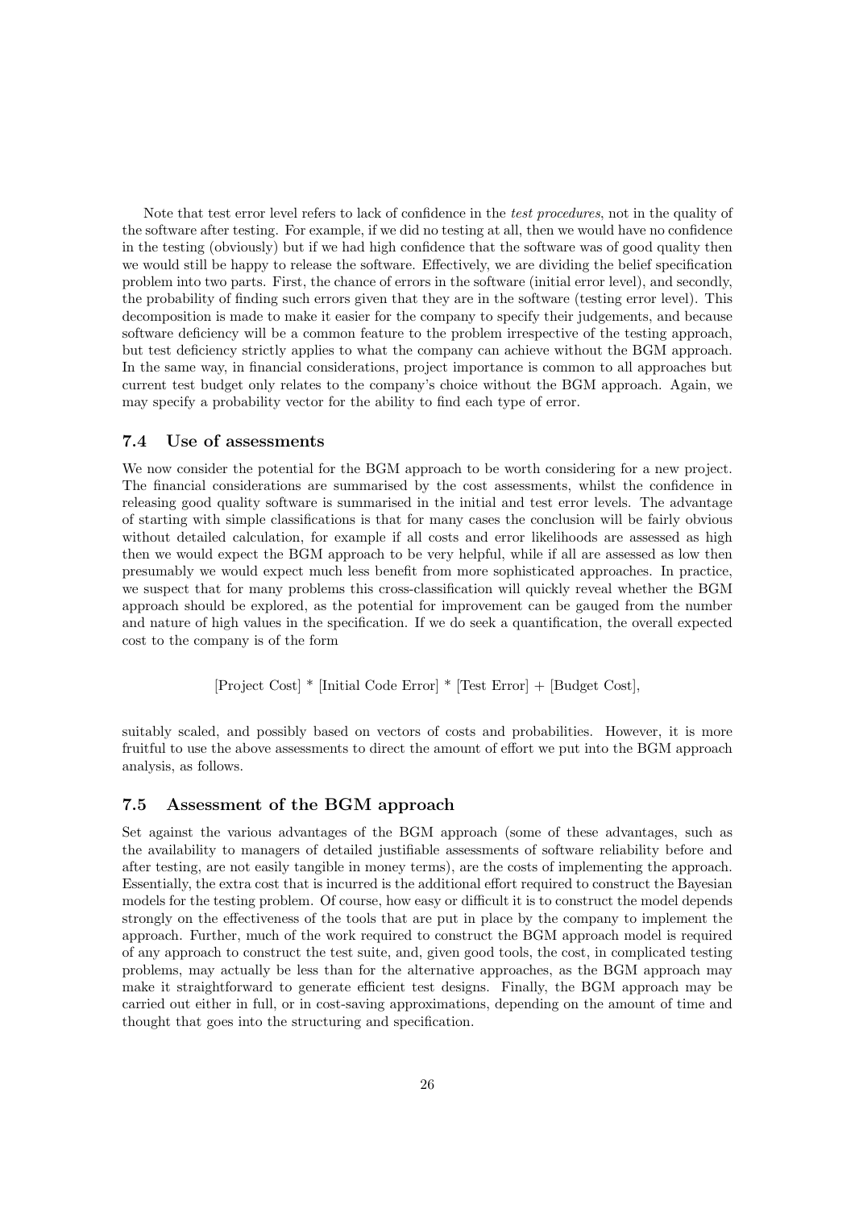Note that test error level refers to lack of confidence in the *test procedures*, not in the quality of the software after testing. For example, if we did no testing at all, then we would have no confidence in the testing (obviously) but if we had high confidence that the software was of good quality then we would still be happy to release the software. Effectively, we are dividing the belief specification problem into two parts. First, the chance of errors in the software (initial error level), and secondly, the probability of finding such errors given that they are in the software (testing error level). This decomposition is made to make it easier for the company to specify their judgements, and because software deficiency will be a common feature to the problem irrespective of the testing approach, but test deficiency strictly applies to what the company can achieve without the BGM approach. In the same way, in financial considerations, project importance is common to all approaches but current test budget only relates to the company's choice without the BGM approach. Again, we may specify a probability vector for the ability to find each type of error.

### 7.4 Use of assessments

We now consider the potential for the BGM approach to be worth considering for a new project. The financial considerations are summarised by the cost assessments, whilst the confidence in releasing good quality software is summarised in the initial and test error levels. The advantage of starting with simple classifications is that for many cases the conclusion will be fairly obvious without detailed calculation, for example if all costs and error likelihoods are assessed as high then we would expect the BGM approach to be very helpful, while if all are assessed as low then presumably we would expect much less benefit from more sophisticated approaches. In practice, we suspect that for many problems this cross-classification will quickly reveal whether the BGM approach should be explored, as the potential for improvement can be gauged from the number and nature of high values in the specification. If we do seek a quantification, the overall expected cost to the company is of the form

[Project Cost] * [Initial Code Error] * [Test Error] + [Budget Cost],

suitably scaled, and possibly based on vectors of costs and probabilities. However, it is more fruitful to use the above assessments to direct the amount of effort we put into the BGM approach analysis, as follows.

### 7.5 Assessment of the BGM approach

Set against the various advantages of the BGM approach (some of these advantages, such as the availability to managers of detailed justifiable assessments of software reliability before and after testing, are not easily tangible in money terms), are the costs of implementing the approach. Essentially, the extra cost that is incurred is the additional effort required to construct the Bayesian models for the testing problem. Of course, how easy or difficult it is to construct the model depends strongly on the effectiveness of the tools that are put in place by the company to implement the approach. Further, much of the work required to construct the BGM approach model is required of any approach to construct the test suite, and, given good tools, the cost, in complicated testing problems, may actually be less than for the alternative approaches, as the BGM approach may make it straightforward to generate efficient test designs. Finally, the BGM approach may be carried out either in full, or in cost-saving approximations, depending on the amount of time and thought that goes into the structuring and specification.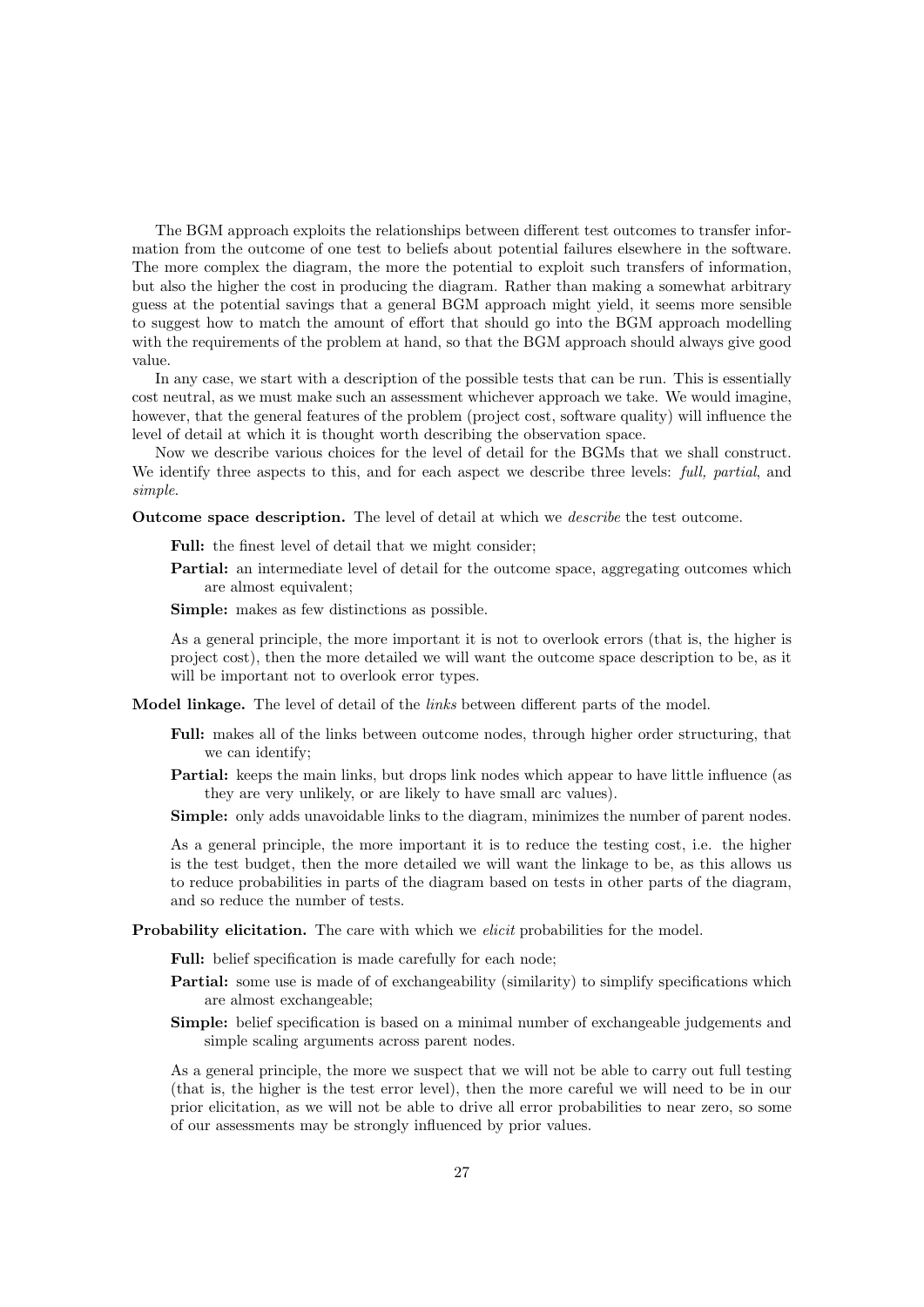The BGM approach exploits the relationships between different test outcomes to transfer information from the outcome of one test to beliefs about potential failures elsewhere in the software. The more complex the diagram, the more the potential to exploit such transfers of information, but also the higher the cost in producing the diagram. Rather than making a somewhat arbitrary guess at the potential savings that a general BGM approach might yield, it seems more sensible to suggest how to match the amount of effort that should go into the BGM approach modelling with the requirements of the problem at hand, so that the BGM approach should always give good value.

In any case, we start with a description of the possible tests that can be run. This is essentially cost neutral, as we must make such an assessment whichever approach we take. We would imagine, however, that the general features of the problem (project cost, software quality) will influence the level of detail at which it is thought worth describing the observation space.

Now we describe various choices for the level of detail for the BGMs that we shall construct. We identify three aspects to this, and for each aspect we describe three levels: *full, partial*, and *simple*.

**Outcome space description.** The level of detail at which we *describe* the test outcome.

- **Full:** the finest level of detail that we might consider;
- **Partial:** an intermediate level of detail for the outcome space, aggregating outcomes which are almost equivalent;
- **Simple:** makes as few distinctions as possible.

As a general principle, the more important it is not to overlook errors (that is, the higher is project cost), then the more detailed we will want the outcome space description to be, as it will be important not to overlook error types.

**Model linkage.** The level of detail of the *links* between different parts of the model.

- **Full:** makes all of the links between outcome nodes, through higher order structuring, that we can identify;
- **Partial:** keeps the main links, but drops link nodes which appear to have little influence (as they are very unlikely, or are likely to have small arc values).
- **Simple:** only adds unavoidable links to the diagram, minimizes the number of parent nodes.

As a general principle, the more important it is to reduce the testing cost, i.e. the higher is the test budget, then the more detailed we will want the linkage to be, as this allows us to reduce probabilities in parts of the diagram based on tests in other parts of the diagram, and so reduce the number of tests.

**Probability elicitation.** The care with which we *elicit* probabilities for the model.

- **Full:** belief specification is made carefully for each node;
- **Partial:** some use is made of of exchangeability (similarity) to simplify specifications which are almost exchangeable;
- **Simple:** belief specification is based on a minimal number of exchangeable judgements and simple scaling arguments across parent nodes.

As a general principle, the more we suspect that we will not be able to carry out full testing (that is, the higher is the test error level), then the more careful we will need to be in our prior elicitation, as we will not be able to drive all error probabilities to near zero, so some of our assessments may be strongly influenced by prior values.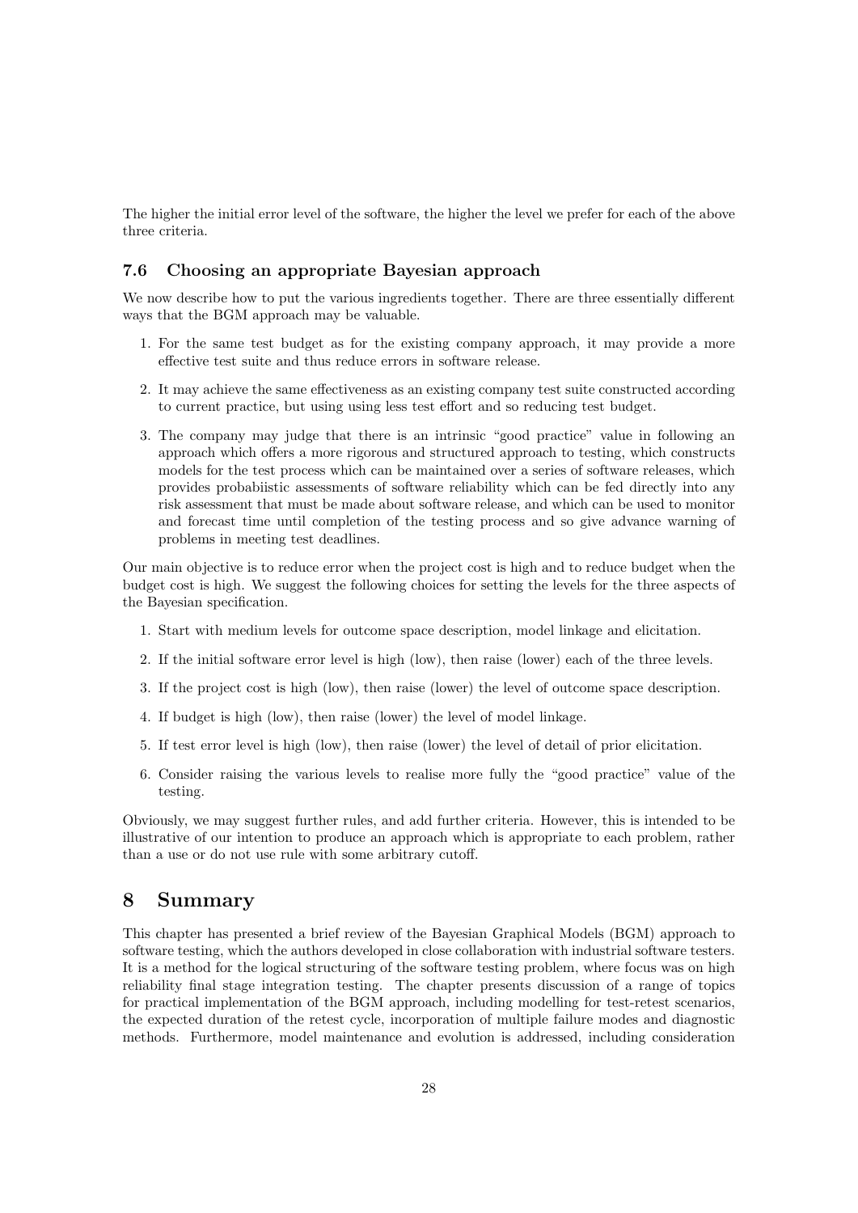The higher the initial error level of the software, the higher the level we prefer for each of the above three criteria.

### 7.6 Choosing an appropriate Bayesian approach

We now describe how to put the various ingredients together. There are three essentially different ways that the BGM approach may be valuable.

1. For the same test budget as for the existing company approach, it may provide a more effective test suite and thus reduce errors in software release.
2. It may achieve the same effectiveness as an existing company test suite constructed according to current practice, but using using less test effort and so reducing test budget.
3. The company may judge that there is an intrinsic "good practice" value in following an approach which offers a more rigorous and structured approach to testing, which constructs models for the test process which can be maintained over a series of software releases, which provides probabiistic assessments of software reliability which can be fed directly into any risk assessment that must be made about software release, and which can be used to monitor and forecast time until completion of the testing process and so give advance warning of problems in meeting test deadlines.

Our main objective is to reduce error when the project cost is high and to reduce budget when the budget cost is high. We suggest the following choices for setting the levels for the three aspects of the Bayesian specification.

1. Start with medium levels for outcome space description, model linkage and elicitation.
2. If the initial software error level is high (low), then raise (lower) each of the three levels.
3. If the project cost is high (low), then raise (lower) the level of outcome space description.
4. If budget is high (low), then raise (lower) the level of model linkage.
5. If test error level is high (low), then raise (lower) the level of detail of prior elicitation.
6. Consider raising the various levels to realise more fully the "good practice" value of the testing.

Obviously, we may suggest further rules, and add further criteria. However, this is intended to be illustrative of our intention to produce an approach which is appropriate to each problem, rather than a use or do not use rule with some arbitrary cutoff.

## 8 Summary

This chapter has presented a brief review of the Bayesian Graphical Models (BGM) approach to software testing, which the authors developed in close collaboration with industrial software testers. It is a method for the logical structuring of the software testing problem, where focus was on high reliability final stage integration testing. The chapter presents discussion of a range of topics for practical implementation of the BGM approach, including modelling for test-retest scenarios, the expected duration of the retest cycle, incorporation of multiple failure modes and diagnostic methods. Furthermore, model maintenance and evolution is addressed, including consideration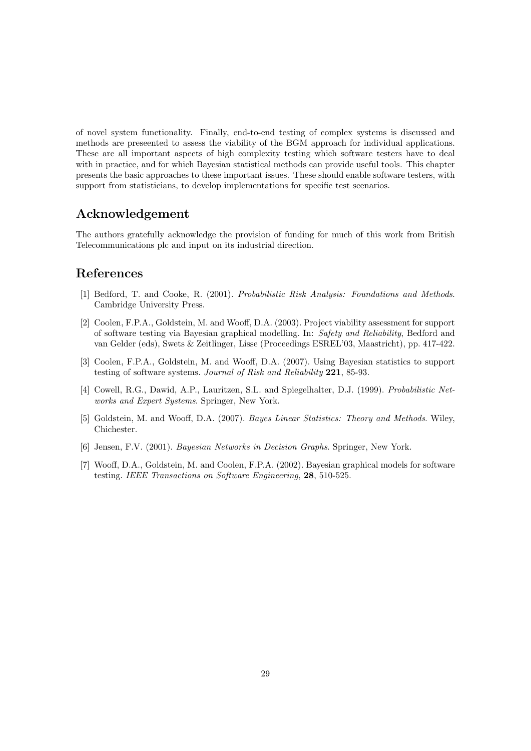of novel system functionality. Finally, end-to-end testing of complex systems is discussed and methods are preseented to assess the viability of the BGM approach for individual applications. These are all important aspects of high complexity testing which software testers have to deal with in practice, and for which Bayesian statistical methods can provide useful tools. This chapter presents the basic approaches to these important issues. These should enable software testers, with support from statisticians, to develop implementations for specific test scenarios.

## Acknowledgement

The authors gratefully acknowledge the provision of funding for much of this work from British Telecommunications plc and input on its industrial direction.

## References

[1] Bedford, T. and Cooke, R. (2001). *Probabilistic Risk Analysis: Foundations and Methods*. Cambridge University Press.

[2] Coolen, F.P.A., Goldstein, M. and Wooff, D.A. (2003). Project viability assessment for support of software testing via Bayesian graphical modelling. In: *Safety and Reliability*, Bedford and van Gelder (eds), Swets & Zeitlinger, Lisse (Proceedings ESREL'03, Maastricht), pp. 417-422.

[3] Coolen, F.P.A., Goldstein, M. and Wooff, D.A. (2007). Using Bayesian statistics to support testing of software systems. *Journal of Risk and Reliability* **221**, 85-93.

[4] Cowell, R.G., Dawid, A.P., Lauritzen, S.L. and Spiegelhalter, D.J. (1999). *Probabilistic Networks and Expert Systems*. Springer, New York.

[5] Goldstein, M. and Wooff, D.A. (2007). *Bayes Linear Statistics: Theory and Methods*. Wiley, Chichester.

[6] Jensen, F.V. (2001). *Bayesian Networks in Decision Graphs*. Springer, New York.

[7] Wooff, D.A., Goldstein, M. and Coolen, F.P.A. (2002). Bayesian graphical models for software testing. *IEEE Transactions on Software Engineering*, **28**, 510-525.